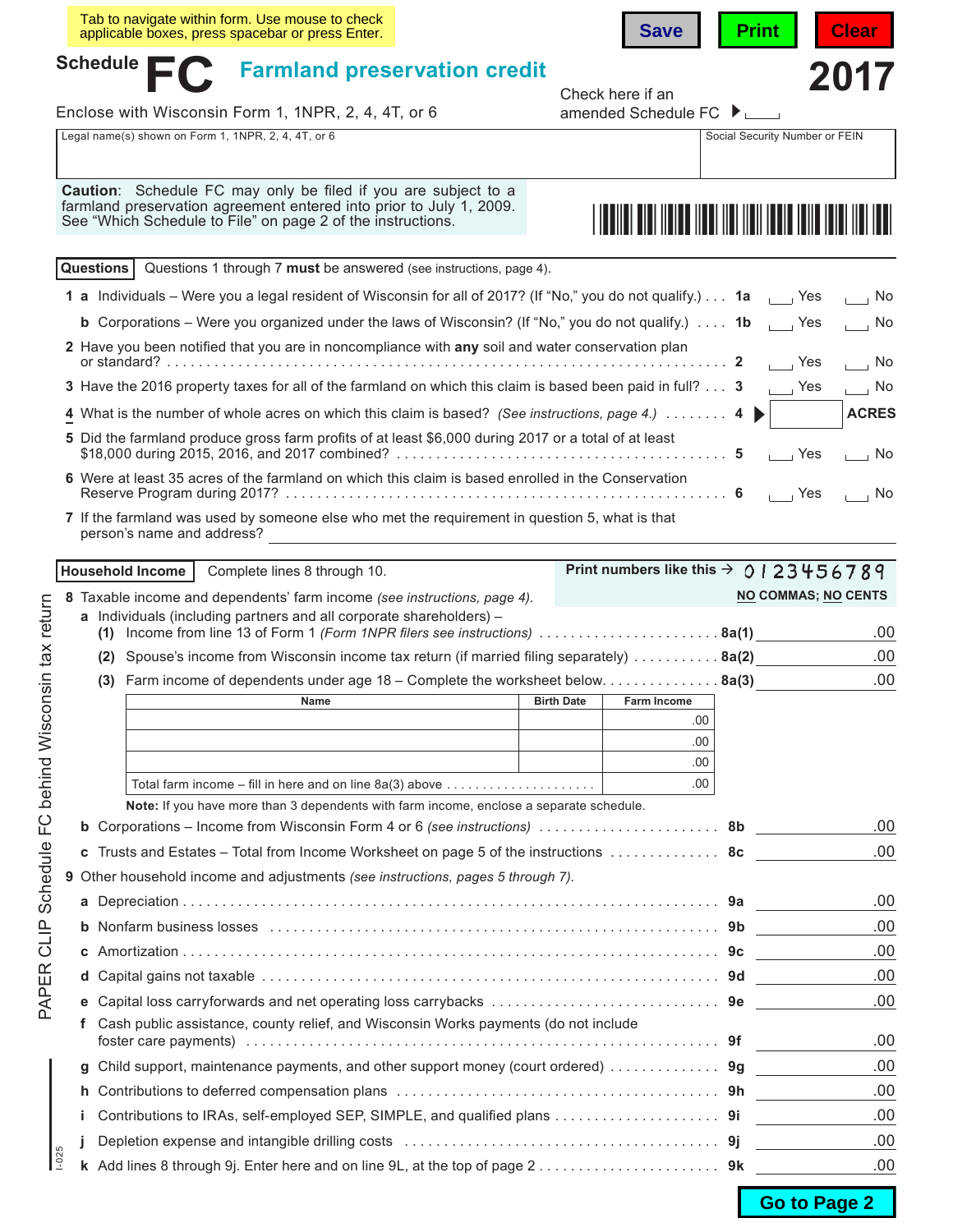Tab to navigate within form. Use mouse to check applicable boxes, press spacebar or press Enter.

Save | Print | Clear

# Schedule FC Farmland preservation credit

**2017**

Enclose with Wisconsin Form 1, 1NPR, 2, 4, 4T, or 6

Check here if an amended Schedule FC ▶ ☐

| Legal name(s) shown on Form 1, 1NPR, 2, 4, 4T, or 6 | Social Security Number or FEIN |
|---|---|
| | |

**Caution**: Schedule FC may only be filed if you are subject to a farmland preservation agreement entered into prior to July 1, 2009. See "Which Schedule to File" on page 2 of the instructions.

## Questions

Questions 1 through 7 **must** be answered (see instructions, page 4).

1 a Individuals – Were you a legal resident of Wisconsin for all of 2017? (If "No," you do not qualify.) . . . **1a** ☐ Yes ☐ No

b Corporations – Were you organized under the laws of Wisconsin? (If "No," you do not qualify.) . . . . **1b** ☐ Yes ☐ No

2 Have you been notified that you are in noncompliance with **any** soil and water conservation plan or standard? . . . . . . . . **2** ☐ Yes ☐ No

3 Have the 2016 property taxes for all of the farmland on which this claim is based been paid in full? . . . **3** ☐ Yes ☐ No

4 What is the number of whole acres on which this claim is based? *(See instructions, page 4.)* . . . . . . . . **4** ▶ ________ **ACRES**

5 Did the farmland produce gross farm profits of at least $6,000 during 2017 or a total of at least $18,000 during 2015, 2016, and 2017 combined? . . . . . . . . **5** ☐ Yes ☐ No

6 Were at least 35 acres of the farmland on which this claim is based enrolled in the Conservation Reserve Program during 2017? . . . . . . . . **6** ☐ Yes ☐ No

7 If the farmland was used by someone else who met the requirement in question 5, what is that person's name and address? ______________________

## Household Income

Complete lines 8 through 10.

Print numbers like this → 0123456789 — **NO COMMAS; NO CENTS**

8 Taxable income and dependents' farm income *(see instructions, page 4)*.

a Individuals (including partners and all corporate shareholders) –

(1) Income from line 13 of Form 1 *(Form 1NPR filers see instructions)* . . . . . . . . **8a(1)** ______ .00

(2) Spouse's income from Wisconsin income tax return (if married filing separately) . . . . . . . . **8a(2)** ______ .00

(3) Farm income of dependents under age 18 – Complete the worksheet below. . . . . . . . **8a(3)** ______ .00

| Name | Birth Date | Farm Income |
|---|---|---|
| | | .00 |
| | | .00 |
| | | .00 |
| Total farm income – fill in here and on line 8a(3) above . . . . . . . . | | .00 |

**Note:** If you have more than 3 dependents with farm income, enclose a separate schedule.

b Corporations – Income from Wisconsin Form 4 or 6 *(see instructions)* . . . . . . . . **8b** ______ .00

c Trusts and Estates – Total from Income Worksheet on page 5 of the instructions . . . . . . . . **8c** ______ .00

9 Other household income and adjustments *(see instructions, pages 5 through 7)*.

a Depreciation . . . . . . . . **9a** ______ .00

b Nonfarm business losses . . . . . . . . **9b** ______ .00

c Amortization . . . . . . . . **9c** ______ .00

d Capital gains not taxable . . . . . . . . **9d** ______ .00

e Capital loss carryforwards and net operating loss carrybacks . . . . . . . . **9e** ______ .00

f Cash public assistance, county relief, and Wisconsin Works payments (do not include foster care payments) . . . . . . . . **9f** ______ .00

g Child support, maintenance payments, and other support money (court ordered) . . . . . . . . **9g** ______ .00

h Contributions to deferred compensation plans . . . . . . . . **9h** ______ .00

i Contributions to IRAs, self-employed SEP, SIMPLE, and qualified plans . . . . . . . . **9i** ______ .00

j Depletion expense and intangible drilling costs . . . . . . . . **9j** ______ .00

k Add lines 8 through 9j. Enter here and on line 9L, at the top of page 2 . . . . . . . . **9k** ______ .00

PAPER CLIP Schedule FC behind Wisconsin tax return

I-025

Go to Page 2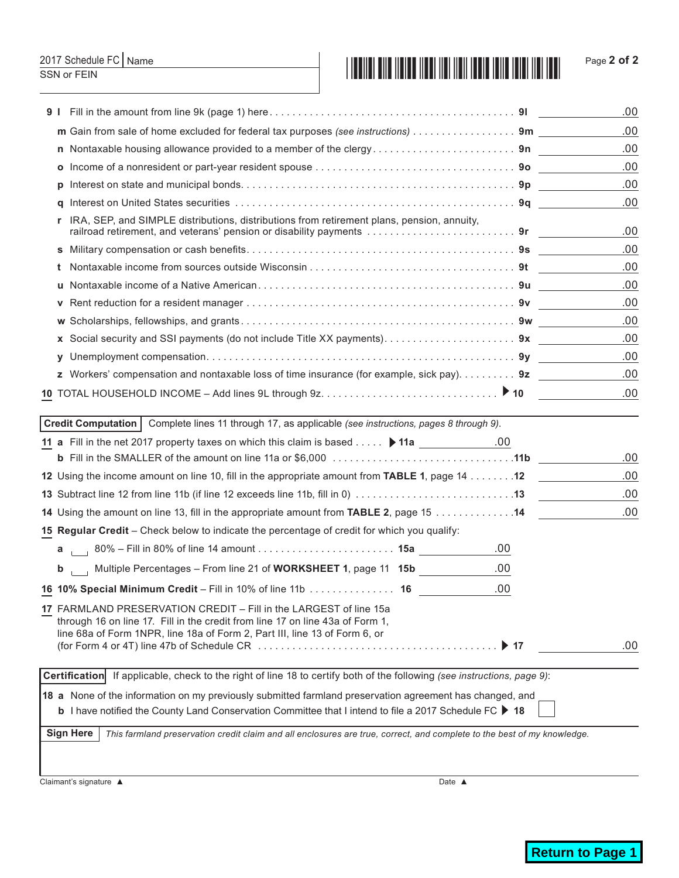2017 Schedule FC | Name

SSN or FEIN

| | | |
|---|---|---|
| **9 l** Fill in the amount from line 9k (page 1) here | **9l** | .00 |
| **m** Gain from sale of home excluded for federal tax purposes *(see instructions)* | **9m** | .00 |
| **n** Nontaxable housing allowance provided to a member of the clergy | **9n** | .00 |
| **o** Income of a nonresident or part-year resident spouse | **9o** | .00 |
| **p** Interest on state and municipal bonds | **9p** | .00 |
| **q** Interest on United States securities | **9q** | .00 |
| **r** IRA, SEP, and SIMPLE distributions, distributions from retirement plans, pension, annuity, railroad retirement, and veterans' pension or disability payments | **9r** | .00 |
| **s** Military compensation or cash benefits | **9s** | .00 |
| **t** Nontaxable income from sources outside Wisconsin | **9t** | .00 |
| **u** Nontaxable income of a Native American | **9u** | .00 |
| **v** Rent reduction for a resident manager | **9v** | .00 |
| **w** Scholarships, fellowships, and grants | **9w** | .00 |
| **x** Social security and SSI payments (do not include Title XX payments) | **9x** | .00 |
| **y** Unemployment compensation | **9y** | .00 |
| **z** Workers' compensation and nontaxable loss of time insurance (for example, sick pay) | **9z** | .00 |
| **10** TOTAL HOUSEHOLD INCOME – Add lines 9L through 9z | ▶ **10** | .00 |

**Credit Computation** Complete lines 11 through 17, as applicable *(see instructions, pages 8 through 9)*.

| | | | | |
|---|---|---|---|---|
| **11 a** Fill in the net 2017 property taxes on which this claim is based | ▶ **11a** | .00 | | |
| **b** Fill in the SMALLER of the amount on line 11a or $6,000 | | | **11b** | .00 |
| **12** Using the income amount on line 10, fill in the appropriate amount from **TABLE 1**, page 14 | | | **12** | .00 |
| **13** Subtract line 12 from line 11b (if line 12 exceeds line 11b, fill in 0) | | | **13** | .00 |
| **14** Using the amount on line 13, fill in the appropriate amount from **TABLE 2**, page 15 | | | **14** | .00 |
| **15 Regular Credit** – Check below to indicate the percentage of credit for which you qualify: | | | | |
| **a** ☐ 80% – Fill in 80% of line 14 amount | **15a** | .00 | | |
| **b** ☐ Multiple Percentages – From line 21 of **WORKSHEET 1**, page 11 | **15b** | .00 | | |
| **16 10% Special Minimum Credit** – Fill in 10% of line 11b | **16** | .00 | | |
| **17** FARMLAND PRESERVATION CREDIT – Fill in the LARGEST of line 15a through 16 on line 17. Fill in the credit from line 17 on line 43a of Form 1, line 68a of Form 1NPR, line 18a of Form 2, Part III, line 13 of Form 6, or (for Form 4 or 4T) line 47b of Schedule CR | | | ▶ **17** | .00 |

**Certification** If applicable, check to the right of line 18 to certify both of the following *(see instructions, page 9)*:

**18 a** None of the information on my previously submitted farmland preservation agreement has changed, and

**b** I have notified the County Land Conservation Committee that I intend to file a 2017 Schedule FC ▶ **18** ☐

**Sign Here** *This farmland preservation credit claim and all enclosures are true, correct, and complete to the best of my knowledge.*

Claimant's signature ▲ Date ▲

Return to Page 1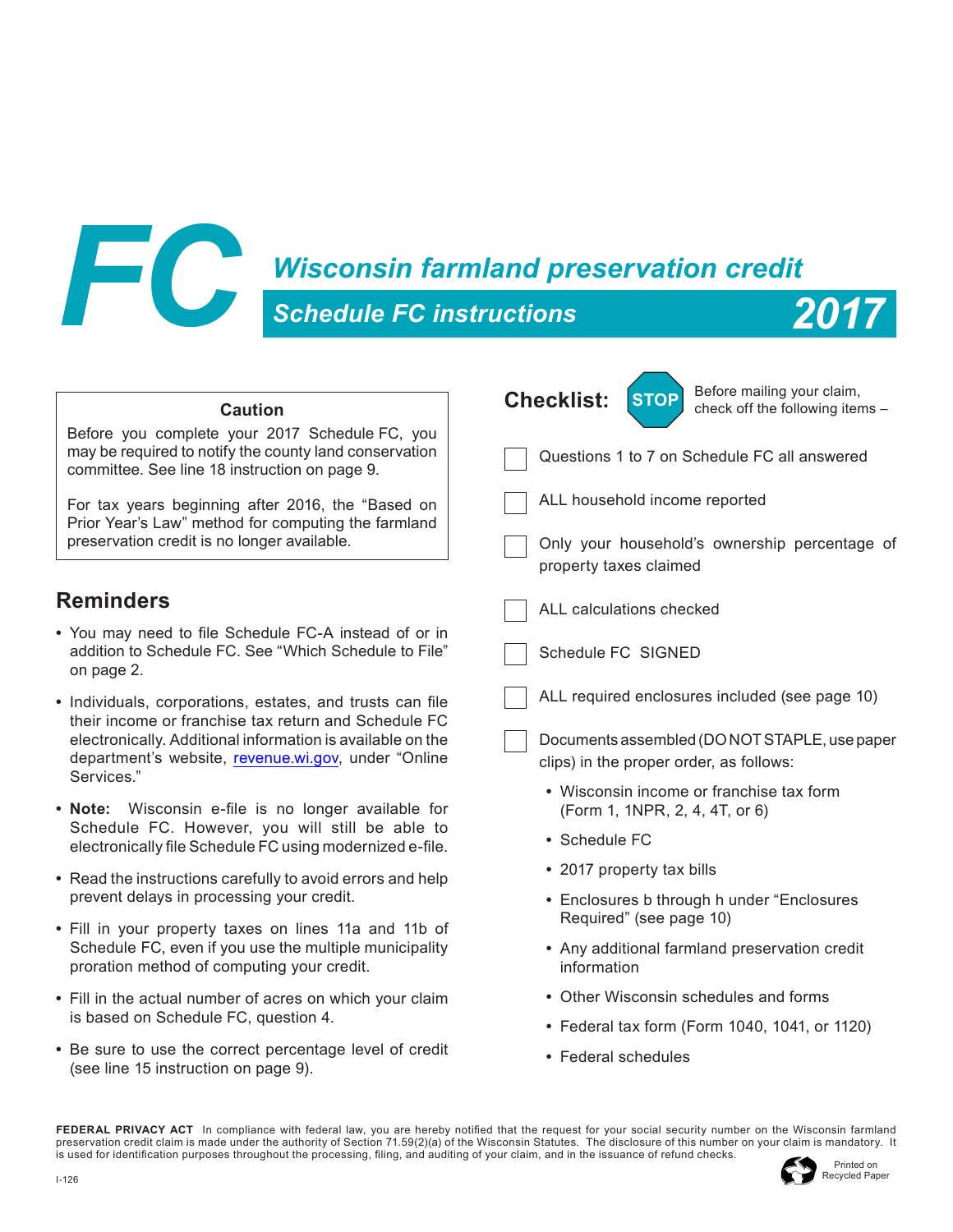# FC Wisconsin farmland preservation credit

## Schedule FC instructions 2017

**Caution**

Before you complete your 2017 Schedule FC, you may be required to notify the county land conservation committee. See line 18 instruction on page 9.

For tax years beginning after 2016, the "Based on Prior Year's Law" method for computing the farmland preservation credit is no longer available.

## Reminders

- You may need to file Schedule FC-A instead of or in addition to Schedule FC. See "Which Schedule to File" on page 2.
- Individuals, corporations, estates, and trusts can file their income or franchise tax return and Schedule FC electronically. Additional information is available on the department's website, revenue.wi.gov, under "Online Services."
- **Note:** Wisconsin e-file is no longer available for Schedule FC. However, you will still be able to electronically file Schedule FC using modernized e-file.
- Read the instructions carefully to avoid errors and help prevent delays in processing your credit.
- Fill in your property taxes on lines 11a and 11b of Schedule FC, even if you use the multiple municipality proration method of computing your credit.
- Fill in the actual number of acres on which your claim is based on Schedule FC, question 4.
- Be sure to use the correct percentage level of credit (see line 15 instruction on page 9).

## Checklist: STOP

Before mailing your claim, check off the following items –

- ☐ Questions 1 to 7 on Schedule FC all answered
- ☐ ALL household income reported
- ☐ Only your household's ownership percentage of property taxes claimed
- ☐ ALL calculations checked
- ☐ Schedule FC SIGNED
- ☐ ALL required enclosures included (see page 10)
- ☐ Documents assembled (DO NOT STAPLE, use paper clips) in the proper order, as follows:
  - Wisconsin income or franchise tax form (Form 1, 1NPR, 2, 4, 4T, or 6)
  - Schedule FC
  - 2017 property tax bills
  - Enclosures b through h under "Enclosures Required" (see page 10)
  - Any additional farmland preservation credit information
  - Other Wisconsin schedules and forms
  - Federal tax form (Form 1040, 1041, or 1120)
  - Federal schedules

**FEDERAL PRIVACY ACT** In compliance with federal law, you are hereby notified that the request for your social security number on the Wisconsin farmland preservation credit claim is made under the authority of Section 71.59(2)(a) of the Wisconsin Statutes. The disclosure of this number on your claim is mandatory. It is used for identification purposes throughout the processing, filing, and auditing of your claim, and in the issuance of refund checks.

I-126

Printed on Recycled Paper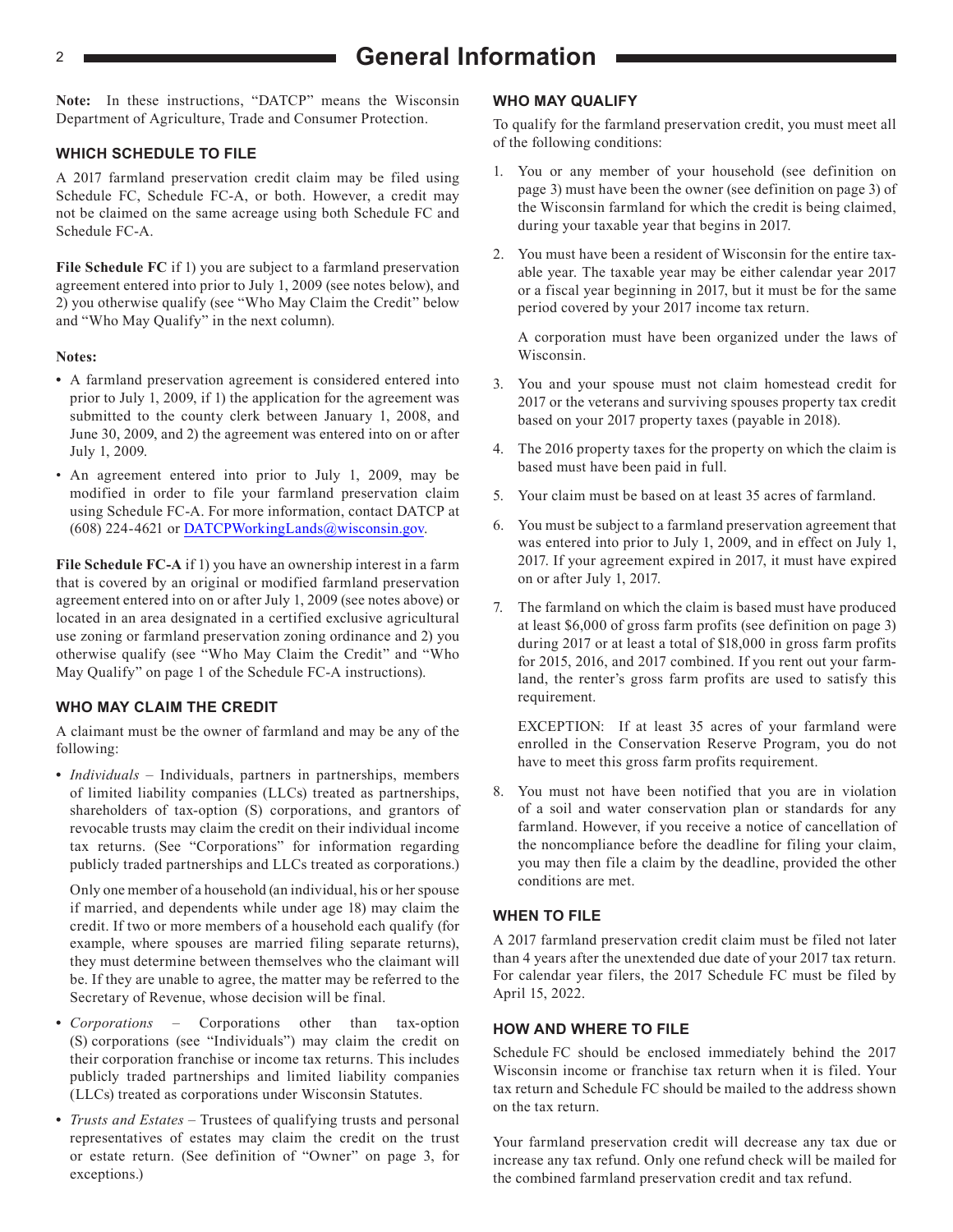# General Information

**Note:** In these instructions, "DATCP" means the Wisconsin Department of Agriculture, Trade and Consumer Protection.

## WHICH SCHEDULE TO FILE

A 2017 farmland preservation credit claim may be filed using Schedule FC, Schedule FC-A, or both. However, a credit may not be claimed on the same acreage using both Schedule FC and Schedule FC-A.

**File Schedule FC** if 1) you are subject to a farmland preservation agreement entered into prior to July 1, 2009 (see notes below), and 2) you otherwise qualify (see "Who May Claim the Credit" below and "Who May Qualify" in the next column).

**Notes:**

- A farmland preservation agreement is considered entered into prior to July 1, 2009, if 1) the application for the agreement was submitted to the county clerk between January 1, 2008, and June 30, 2009, and 2) the agreement was entered into on or after July 1, 2009.
- An agreement entered into prior to July 1, 2009, may be modified in order to file your farmland preservation claim using Schedule FC-A. For more information, contact DATCP at (608) 224-4621 or DATCPWorkingLands@wisconsin.gov.

**File Schedule FC-A** if 1) you have an ownership interest in a farm that is covered by an original or modified farmland preservation agreement entered into on or after July 1, 2009 (see notes above) or located in an area designated in a certified exclusive agricultural use zoning or farmland preservation zoning ordinance and 2) you otherwise qualify (see "Who May Claim the Credit" and "Who May Qualify" on page 1 of the Schedule FC-A instructions).

## WHO MAY CLAIM THE CREDIT

A claimant must be the owner of farmland and may be any of the following:

- *Individuals* – Individuals, partners in partnerships, members of limited liability companies (LLCs) treated as partnerships, shareholders of tax-option (S) corporations, and grantors of revocable trusts may claim the credit on their individual income tax returns. (See "Corporations" for information regarding publicly traded partnerships and LLCs treated as corporations.)

  Only one member of a household (an individual, his or her spouse if married, and dependents while under age 18) may claim the credit. If two or more members of a household each qualify (for example, where spouses are married filing separate returns), they must determine between themselves who the claimant will be. If they are unable to agree, the matter may be referred to the Secretary of Revenue, whose decision will be final.

- *Corporations* – Corporations other than tax-option (S) corporations (see "Individuals") may claim the credit on their corporation franchise or income tax returns. This includes publicly traded partnerships and limited liability companies (LLCs) treated as corporations under Wisconsin Statutes.
- *Trusts and Estates* – Trustees of qualifying trusts and personal representatives of estates may claim the credit on the trust or estate return. (See definition of "Owner" on page 3, for exceptions.)

## WHO MAY QUALIFY

To qualify for the farmland preservation credit, you must meet all of the following conditions:

1. You or any member of your household (see definition on page 3) must have been the owner (see definition on page 3) of the Wisconsin farmland for which the credit is being claimed, during your taxable year that begins in 2017.
2. You must have been a resident of Wisconsin for the entire taxable year. The taxable year may be either calendar year 2017 or a fiscal year beginning in 2017, but it must be for the same period covered by your 2017 income tax return.

   A corporation must have been organized under the laws of Wisconsin.
3. You and your spouse must not claim homestead credit for 2017 or the veterans and surviving spouses property tax credit based on your 2017 property taxes (payable in 2018).
4. The 2016 property taxes for the property on which the claim is based must have been paid in full.
5. Your claim must be based on at least 35 acres of farmland.
6. You must be subject to a farmland preservation agreement that was entered into prior to July 1, 2009, and in effect on July 1, 2017. If your agreement expired in 2017, it must have expired on or after July 1, 2017.
7. The farmland on which the claim is based must have produced at least $6,000 of gross farm profits (see definition on page 3) during 2017 or at least a total of $18,000 in gross farm profits for 2015, 2016, and 2017 combined. If you rent out your farmland, the renter's gross farm profits are used to satisfy this requirement.

   EXCEPTION: If at least 35 acres of your farmland were enrolled in the Conservation Reserve Program, you do not have to meet this gross farm profits requirement.
8. You must not have been notified that you are in violation of a soil and water conservation plan or standards for any farmland. However, if you receive a notice of cancellation of the noncompliance before the deadline for filing your claim, you may then file a claim by the deadline, provided the other conditions are met.

## WHEN TO FILE

A 2017 farmland preservation credit claim must be filed not later than 4 years after the unextended due date of your 2017 tax return. For calendar year filers, the 2017 Schedule FC must be filed by April 15, 2022.

## HOW AND WHERE TO FILE

Schedule FC should be enclosed immediately behind the 2017 Wisconsin income or franchise tax return when it is filed. Your tax return and Schedule FC should be mailed to the address shown on the tax return.

Your farmland preservation credit will decrease any tax due or increase any tax refund. Only one refund check will be mailed for the combined farmland preservation credit and tax refund.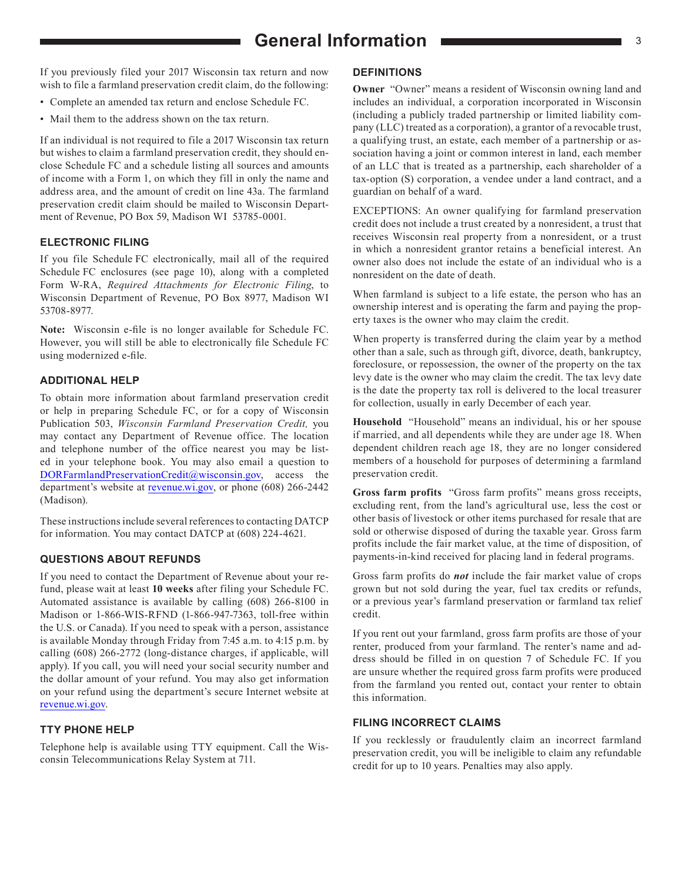# General Information

If you previously filed your 2017 Wisconsin tax return and now wish to file a farmland preservation credit claim, do the following:

- Complete an amended tax return and enclose Schedule FC.
- Mail them to the address shown on the tax return.

If an individual is not required to file a 2017 Wisconsin tax return but wishes to claim a farmland preservation credit, they should enclose Schedule FC and a schedule listing all sources and amounts of income with a Form 1, on which they fill in only the name and address area, and the amount of credit on line 43a. The farmland preservation credit claim should be mailed to Wisconsin Department of Revenue, PO Box 59, Madison WI 53785-0001.

## ELECTRONIC FILING

If you file Schedule FC electronically, mail all of the required Schedule FC enclosures (see page 10), along with a completed Form W-RA, *Required Attachments for Electronic Filing*, to Wisconsin Department of Revenue, PO Box 8977, Madison WI 53708-8977.

**Note:** Wisconsin e-file is no longer available for Schedule FC. However, you will still be able to electronically file Schedule FC using modernized e-file.

## ADDITIONAL HELP

To obtain more information about farmland preservation credit or help in preparing Schedule FC, or for a copy of Wisconsin Publication 503, *Wisconsin Farmland Preservation Credit,* you may contact any Department of Revenue office. The location and telephone number of the office nearest you may be listed in your telephone book. You may also email a question to DORFarmlandPreservationCredit@wisconsin.gov, access the department's website at revenue.wi.gov, or phone (608) 266-2442 (Madison).

These instructions include several references to contacting DATCP for information. You may contact DATCP at (608) 224-4621.

## QUESTIONS ABOUT REFUNDS

If you need to contact the Department of Revenue about your refund, please wait at least **10 weeks** after filing your Schedule FC. Automated assistance is available by calling (608) 266-8100 in Madison or 1-866-WIS-RFND (1-866-947-7363, toll-free within the U.S. or Canada). If you need to speak with a person, assistance is available Monday through Friday from 7:45 a.m. to 4:15 p.m. by calling (608) 266-2772 (long-distance charges, if applicable, will apply). If you call, you will need your social security number and the dollar amount of your refund. You may also get information on your refund using the department's secure Internet website at revenue.wi.gov.

## TTY PHONE HELP

Telephone help is available using TTY equipment. Call the Wisconsin Telecommunications Relay System at 711.

## DEFINITIONS

**Owner** "Owner" means a resident of Wisconsin owning land and includes an individual, a corporation incorporated in Wisconsin (including a publicly traded partnership or limited liability company (LLC) treated as a corporation), a grantor of a revocable trust, a qualifying trust, an estate, each member of a partnership or association having a joint or common interest in land, each member of an LLC that is treated as a partnership, each shareholder of a tax-option (S) corporation, a vendee under a land contract, and a guardian on behalf of a ward.

EXCEPTIONS: An owner qualifying for farmland preservation credit does not include a trust created by a nonresident, a trust that receives Wisconsin real property from a nonresident, or a trust in which a nonresident grantor retains a beneficial interest. An owner also does not include the estate of an individual who is a nonresident on the date of death.

When farmland is subject to a life estate, the person who has an ownership interest and is operating the farm and paying the property taxes is the owner who may claim the credit.

When property is transferred during the claim year by a method other than a sale, such as through gift, divorce, death, bankruptcy, foreclosure, or repossession, the owner of the property on the tax levy date is the owner who may claim the credit. The tax levy date is the date the property tax roll is delivered to the local treasurer for collection, usually in early December of each year.

**Household** "Household" means an individual, his or her spouse if married, and all dependents while they are under age 18. When dependent children reach age 18, they are no longer considered members of a household for purposes of determining a farmland preservation credit.

**Gross farm profits** "Gross farm profits" means gross receipts, excluding rent, from the land's agricultural use, less the cost or other basis of livestock or other items purchased for resale that are sold or otherwise disposed of during the taxable year. Gross farm profits include the fair market value, at the time of disposition, of payments-in-kind received for placing land in federal programs.

Gross farm profits do ***not*** include the fair market value of crops grown but not sold during the year, fuel tax credits or refunds, or a previous year's farmland preservation or farmland tax relief credit.

If you rent out your farmland, gross farm profits are those of your renter, produced from your farmland. The renter's name and address should be filled in on question 7 of Schedule FC. If you are unsure whether the required gross farm profits were produced from the farmland you rented out, contact your renter to obtain this information.

## FILING INCORRECT CLAIMS

If you recklessly or fraudulently claim an incorrect farmland preservation credit, you will be ineligible to claim any refundable credit for up to 10 years. Penalties may also apply.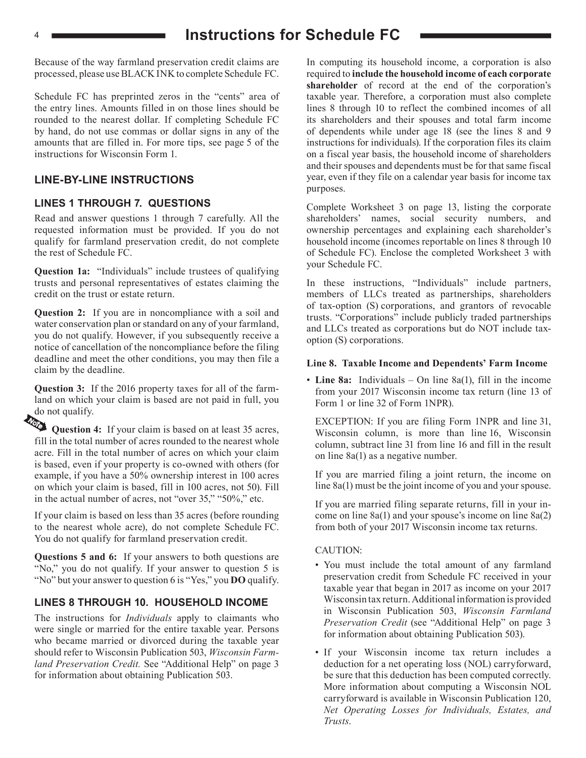Because of the way farmland preservation credit claims are processed, please use BLACK INK to complete Schedule FC.

Schedule FC has preprinted zeros in the "cents" area of the entry lines. Amounts filled in on those lines should be rounded to the nearest dollar. If completing Schedule FC by hand, do not use commas or dollar signs in any of the amounts that are filled in. For more tips, see page 5 of the instructions for Wisconsin Form 1.

## LINE-BY-LINE INSTRUCTIONS

### LINES 1 THROUGH 7. QUESTIONS

Read and answer questions 1 through 7 carefully. All the requested information must be provided. If you do not qualify for farmland preservation credit, do not complete the rest of Schedule FC.

**Question 1a:** "Individuals" include trustees of qualifying trusts and personal representatives of estates claiming the credit on the trust or estate return.

**Question 2:** If you are in noncompliance with a soil and water conservation plan or standard on any of your farmland, you do not qualify. However, if you subsequently receive a notice of cancellation of the noncompliance before the filing deadline and meet the other conditions, you may then file a claim by the deadline.

**Question 3:** If the 2016 property taxes for all of the farmland on which your claim is based are not paid in full, you do not qualify.

**Question 4:** If your claim is based on at least 35 acres, fill in the total number of acres rounded to the nearest whole acre. Fill in the total number of acres on which your claim is based, even if your property is co-owned with others (for example, if you have a 50% ownership interest in 100 acres on which your claim is based, fill in 100 acres, not 50). Fill in the actual number of acres, not "over 35," "50%," etc.

If your claim is based on less than 35 acres (before rounding to the nearest whole acre), do not complete Schedule FC. You do not qualify for farmland preservation credit.

**Questions 5 and 6:** If your answers to both questions are "No," you do not qualify. If your answer to question 5 is "No" but your answer to question 6 is "Yes," you **DO** qualify.

### LINES 8 THROUGH 10. HOUSEHOLD INCOME

The instructions for *Individuals* apply to claimants who were single or married for the entire taxable year. Persons who became married or divorced during the taxable year should refer to Wisconsin Publication 503, *Wisconsin Farmland Preservation Credit.* See "Additional Help" on page 3 for information about obtaining Publication 503.

In computing its household income, a corporation is also required to **include the household income of each corporate shareholder** of record at the end of the corporation's taxable year. Therefore, a corporation must also complete lines 8 through 10 to reflect the combined incomes of all its shareholders and their spouses and total farm income of dependents while under age 18 (see the lines 8 and 9 instructions for individuals). If the corporation files its claim on a fiscal year basis, the household income of shareholders and their spouses and dependents must be for that same fiscal year, even if they file on a calendar year basis for income tax purposes.

Complete Worksheet 3 on page 13, listing the corporate shareholders' names, social security numbers, and ownership percentages and explaining each shareholder's household income (incomes reportable on lines 8 through 10 of Schedule FC). Enclose the completed Worksheet 3 with your Schedule FC.

In these instructions, "Individuals" include partners, members of LLCs treated as partnerships, shareholders of tax-option (S) corporations, and grantors of revocable trusts. "Corporations" include publicly traded partnerships and LLCs treated as corporations but do NOT include tax-option (S) corporations.

#### Line 8. Taxable Income and Dependents' Farm Income

- **Line 8a:** Individuals – On line 8a(1), fill in the income from your 2017 Wisconsin income tax return (line 13 of Form 1 or line 32 of Form 1NPR).

  EXCEPTION: If you are filing Form 1NPR and line 31, Wisconsin column, is more than line 16, Wisconsin column, subtract line 31 from line 16 and fill in the result on line 8a(1) as a negative number.

  If you are married filing a joint return, the income on line 8a(1) must be the joint income of you and your spouse.

  If you are married filing separate returns, fill in your income on line 8a(1) and your spouse's income on line 8a(2) from both of your 2017 Wisconsin income tax returns.

  CAUTION:

  - You must include the total amount of any farmland preservation credit from Schedule FC received in your taxable year that began in 2017 as income on your 2017 Wisconsin tax return. Additional information is provided in Wisconsin Publication 503, *Wisconsin Farmland Preservation Credit* (see "Additional Help" on page 3 for information about obtaining Publication 503).
  - If your Wisconsin income tax return includes a deduction for a net operating loss (NOL) carryforward, be sure that this deduction has been computed correctly. More information about computing a Wisconsin NOL carryforward is available in Wisconsin Publication 120, *Net Operating Losses for Individuals, Estates, and Trusts*.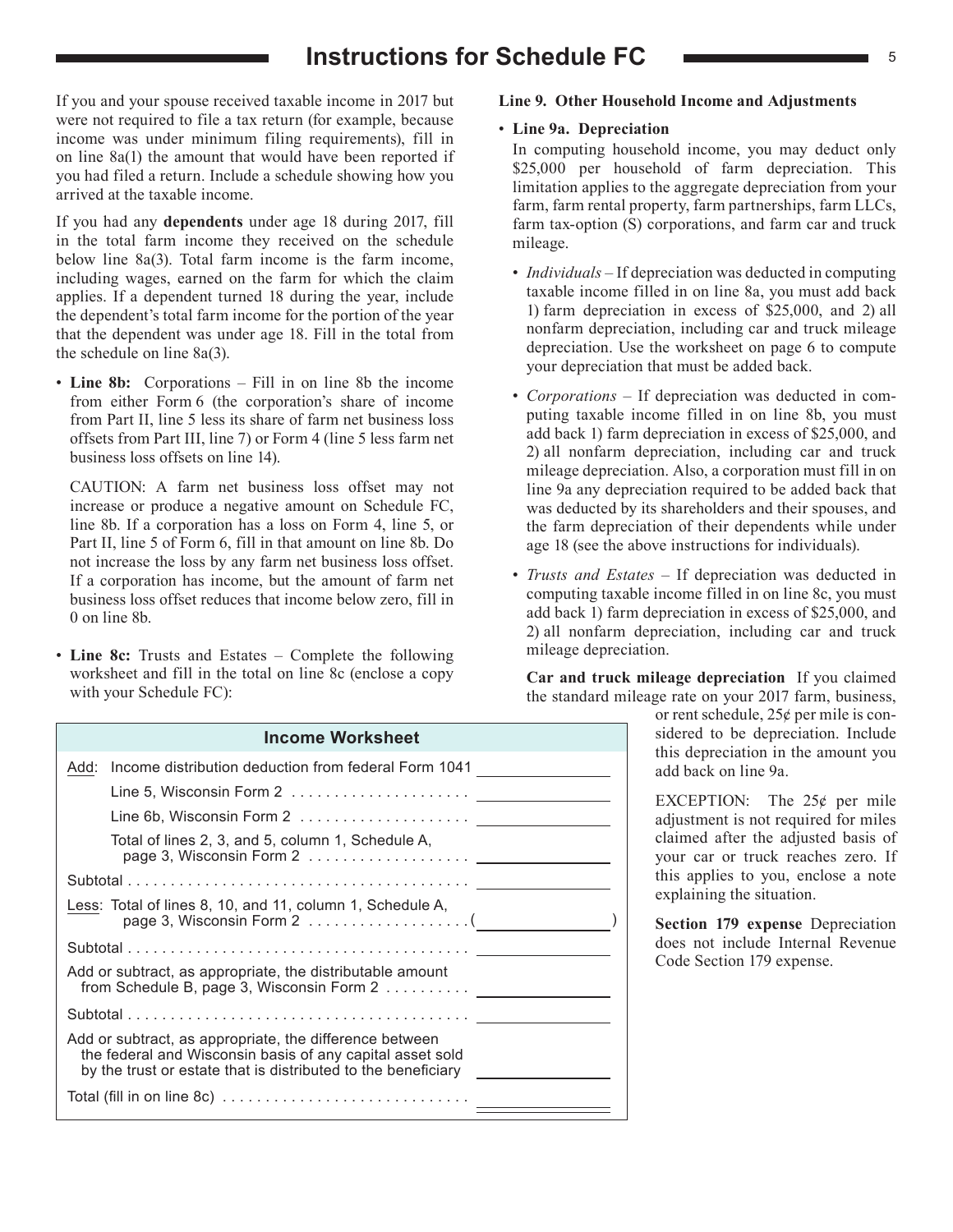If you and your spouse received taxable income in 2017 but were not required to file a tax return (for example, because income was under minimum filing requirements), fill in on line 8a(1) the amount that would have been reported if you had filed a return. Include a schedule showing how you arrived at the taxable income.

If you had any **dependents** under age 18 during 2017, fill in the total farm income they received on the schedule below line 8a(3). Total farm income is the farm income, including wages, earned on the farm for which the claim applies. If a dependent turned 18 during the year, include the dependent's total farm income for the portion of the year that the dependent was under age 18. Fill in the total from the schedule on line 8a(3).

- **Line 8b:** Corporations – Fill in on line 8b the income from either Form 6 (the corporation's share of income from Part II, line 5 less its share of farm net business loss offsets from Part III, line 7) or Form 4 (line 5 less farm net business loss offsets on line 14).

  CAUTION: A farm net business loss offset may not increase or produce a negative amount on Schedule FC, line 8b. If a corporation has a loss on Form 4, line 5, or Part II, line 5 of Form 6, fill in that amount on line 8b. Do not increase the loss by any farm net business loss offset. If a corporation has income, but the amount of farm net business loss offset reduces that income below zero, fill in 0 on line 8b.

- **Line 8c:** Trusts and Estates – Complete the following worksheet and fill in the total on line 8c (enclose a copy with your Schedule FC):

| Income Worksheet | |
|---|---|
| Add: Income distribution deduction from federal Form 1041 | ________ |
| Line 5, Wisconsin Form 2 | ________ |
| Line 6b, Wisconsin Form 2 | ________ |
| Total of lines 2, 3, and 5, column 1, Schedule A, page 3, Wisconsin Form 2 | ________ |
| Subtotal | ________ |
| Less: Total of lines 8, 10, and 11, column 1, Schedule A, page 3, Wisconsin Form 2 | ( ________ ) |
| Subtotal | ________ |
| Add or subtract, as appropriate, the distributable amount from Schedule B, page 3, Wisconsin Form 2 | ________ |
| Subtotal | ________ |
| Add or subtract, as appropriate, the difference between the federal and Wisconsin basis of any capital asset sold by the trust or estate that is distributed to the beneficiary | ________ |
| Total (fill in on line 8c) | ________ |

**Line 9. Other Household Income and Adjustments**

- **Line 9a. Depreciation**

  In computing household income, you may deduct only $25,000 per household of farm depreciation. This limitation applies to the aggregate depreciation from your farm, farm rental property, farm partnerships, farm LLCs, farm tax-option (S) corporations, and farm car and truck mileage.

  - *Individuals* – If depreciation was deducted in computing taxable income filled in on line 8a, you must add back 1) farm depreciation in excess of $25,000, and 2) all nonfarm depreciation, including car and truck mileage depreciation. Use the worksheet on page 6 to compute your depreciation that must be added back.

  - *Corporations* – If depreciation was deducted in computing taxable income filled in on line 8b, you must add back 1) farm depreciation in excess of $25,000, and 2) all nonfarm depreciation, including car and truck mileage depreciation. Also, a corporation must fill in on line 9a any depreciation required to be added back that was deducted by its shareholders and their spouses, and the farm depreciation of their dependents while under age 18 (see the above instructions for individuals).

  - *Trusts and Estates* – If depreciation was deducted in computing taxable income filled in on line 8c, you must add back 1) farm depreciation in excess of $25,000, and 2) all nonfarm depreciation, including car and truck mileage depreciation.

  **Car and truck mileage depreciation** If you claimed the standard mileage rate on your 2017 farm, business, or rent schedule, 25¢ per mile is considered to be depreciation. Include this depreciation in the amount you add back on line 9a.

  EXCEPTION: The 25¢ per mile adjustment is not required for miles claimed after the adjusted basis of your car or truck reaches zero. If this applies to you, enclose a note explaining the situation.

  **Section 179 expense** Depreciation does not include Internal Revenue Code Section 179 expense.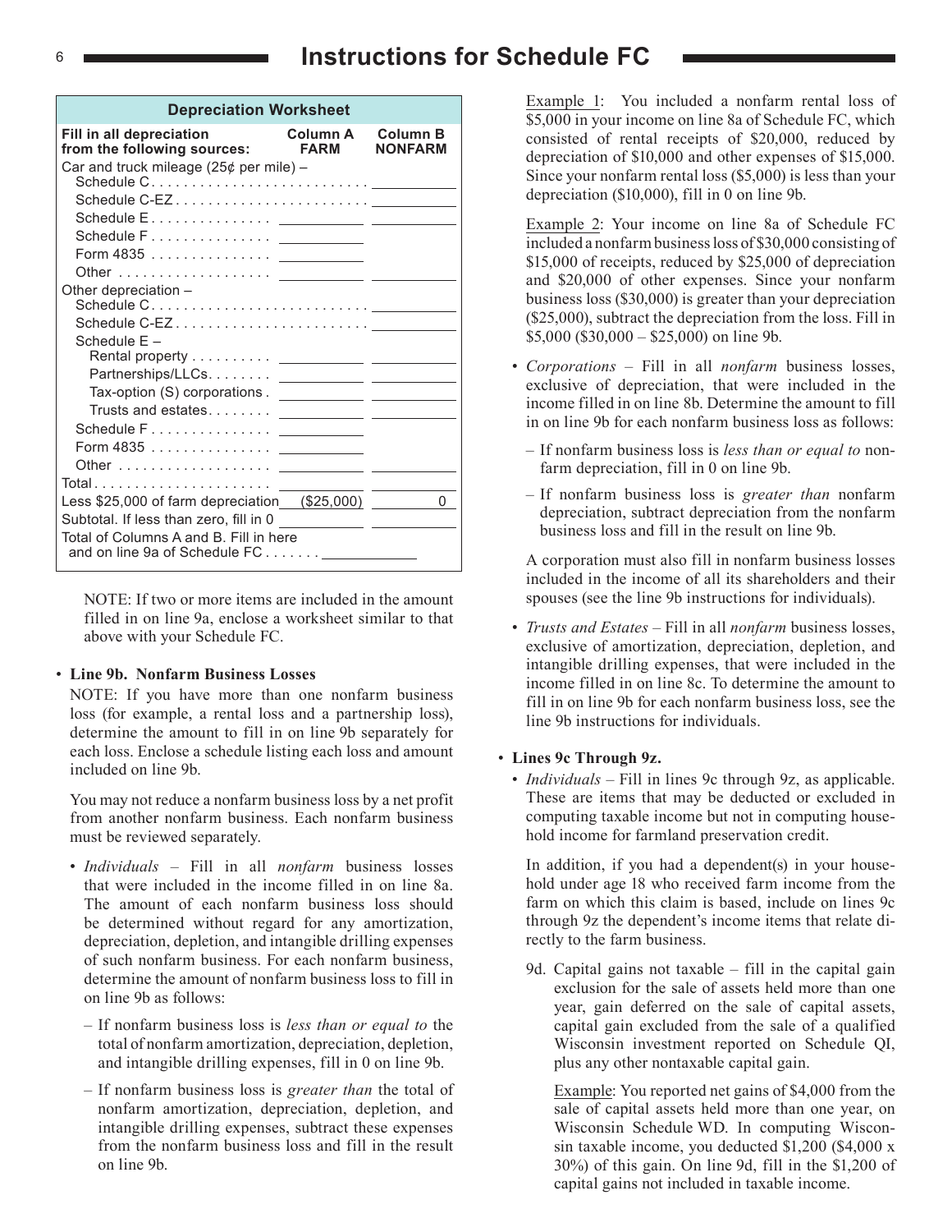## Depreciation Worksheet

| Fill in all depreciation from the following sources: | Column A FARM | Column B NONFARM |
|---|---|---|
| Car and truck mileage (25¢ per mile) – | | |
| Schedule C | | |
| Schedule C-EZ | | |
| Schedule E | | |
| Schedule F | | |
| Form 4835 | | |
| Other | | |
| Other depreciation – | | |
| Schedule C | | |
| Schedule C-EZ | | |
| Schedule E – | | |
| Rental property | | |
| Partnerships/LLCs | | |
| Tax-option (S) corporations | | |
| Trusts and estates | | |
| Schedule F | | |
| Form 4835 | | |
| Other | | |
| Total | | |
| Less $25,000 of farm depreciation | ($25,000) | 0 |
| Subtotal. If less than zero, fill in 0 | | |
| Total of Columns A and B. Fill in here and on line 9a of Schedule FC | | |

NOTE: If two or more items are included in the amount filled in on line 9a, enclose a worksheet similar to that above with your Schedule FC.

- **Line 9b. Nonfarm Business Losses**

  NOTE: If you have more than one nonfarm business loss (for example, a rental loss and a partnership loss), determine the amount to fill in on line 9b separately for each loss. Enclose a schedule listing each loss and amount included on line 9b.

  You may not reduce a nonfarm business loss by a net profit from another nonfarm business. Each nonfarm business must be reviewed separately.

  - *Individuals* – Fill in all *nonfarm* business losses that were included in the income filled in on line 8a. The amount of each nonfarm business loss should be determined without regard for any amortization, depreciation, depletion, and intangible drilling expenses of such nonfarm business. For each nonfarm business, determine the amount of nonfarm business loss to fill in on line 9b as follows:

    – If nonfarm business loss is *less than or equal to* the total of nonfarm amortization, depreciation, depletion, and intangible drilling expenses, fill in 0 on line 9b.

    – If nonfarm business loss is *greater than* the total of nonfarm amortization, depreciation, depletion, and intangible drilling expenses, subtract these expenses from the nonfarm business loss and fill in the result on line 9b.

    Example 1: You included a nonfarm rental loss of $5,000 in your income on line 8a of Schedule FC, which consisted of rental receipts of $20,000, reduced by depreciation of $10,000 and other expenses of $15,000. Since your nonfarm rental loss ($5,000) is less than your depreciation ($10,000), fill in 0 on line 9b.

    Example 2: Your income on line 8a of Schedule FC included a nonfarm business loss of $30,000 consisting of $15,000 of receipts, reduced by $25,000 of depreciation and $20,000 of other expenses. Since your nonfarm business loss ($30,000) is greater than your depreciation ($25,000), subtract the depreciation from the loss. Fill in $5,000 ($30,000 – $25,000) on line 9b.

  - *Corporations* – Fill in all *nonfarm* business losses, exclusive of depreciation, that were included in the income filled in on line 8b. Determine the amount to fill in on line 9b for each nonfarm business loss as follows:

    – If nonfarm business loss is *less than or equal to* nonfarm depreciation, fill in 0 on line 9b.

    – If nonfarm business loss is *greater than* nonfarm depreciation, subtract depreciation from the nonfarm business loss and fill in the result on line 9b.

    A corporation must also fill in nonfarm business losses included in the income of all its shareholders and their spouses (see the line 9b instructions for individuals).

  - *Trusts and Estates* – Fill in all *nonfarm* business losses, exclusive of amortization, depreciation, depletion, and intangible drilling expenses, that were included in the income filled in on line 8c. To determine the amount to fill in on line 9b for each nonfarm business loss, see the line 9b instructions for individuals.

- **Lines 9c Through 9z.**

  - *Individuals* – Fill in lines 9c through 9z, as applicable. These are items that may be deducted or excluded in computing taxable income but not in computing household income for farmland preservation credit.

    In addition, if you had a dependent(s) in your household under age 18 who received farm income from the farm on which this claim is based, include on lines 9c through 9z the dependent's income items that relate directly to the farm business.

    9d. Capital gains not taxable – fill in the capital gain exclusion for the sale of assets held more than one year, gain deferred on the sale of capital assets, capital gain excluded from the sale of a qualified Wisconsin investment reported on Schedule QI, plus any other nontaxable capital gain.

    Example: You reported net gains of $4,000 from the sale of capital assets held more than one year, on Wisconsin Schedule WD. In computing Wisconsin taxable income, you deducted $1,200 ($4,000 x 30%) of this gain. On line 9d, fill in the $1,200 of capital gains not included in taxable income.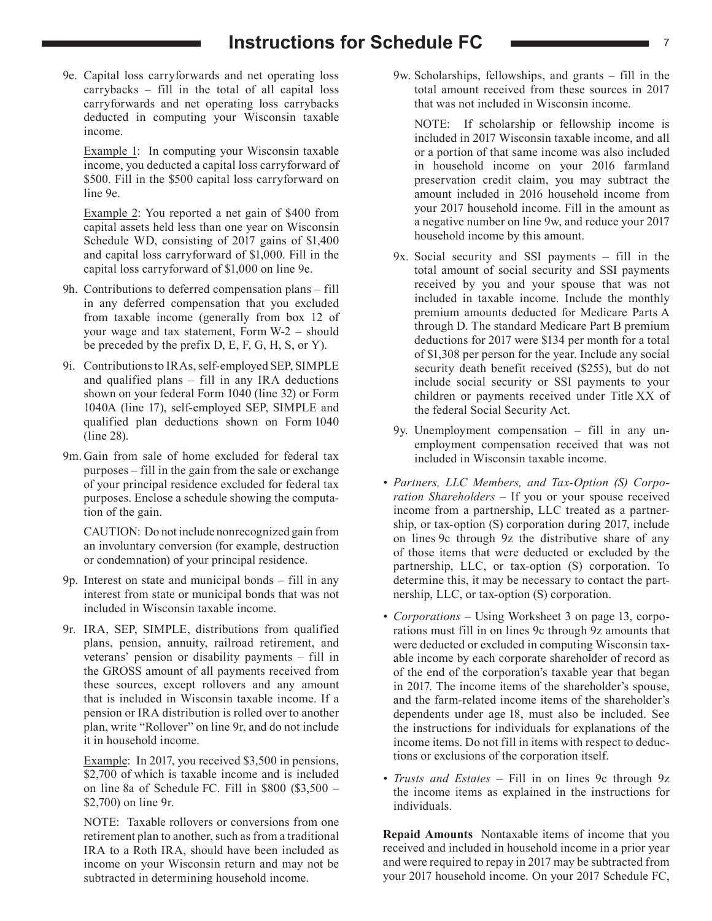# Instructions for Schedule FC

9e. Capital loss carryforwards and net operating loss carrybacks – fill in the total of all capital loss carryforwards and net operating loss carrybacks deducted in computing your Wisconsin taxable income.

Example 1: In computing your Wisconsin taxable income, you deducted a capital loss carryforward of $500. Fill in the $500 capital loss carryforward on line 9e.

Example 2: You reported a net gain of $400 from capital assets held less than one year on Wisconsin Schedule WD, consisting of 2017 gains of $1,400 and capital loss carryforward of $1,000. Fill in the capital loss carryforward of $1,000 on line 9e.

9h. Contributions to deferred compensation plans – fill in any deferred compensation that you excluded from taxable income (generally from box 12 of your wage and tax statement, Form W-2 – should be preceded by the prefix D, E, F, G, H, S, or Y).

9i. Contributions to IRAs, self-employed SEP, SIMPLE and qualified plans – fill in any IRA deductions shown on your federal Form 1040 (line 32) or Form 1040A (line 17), self-employed SEP, SIMPLE and qualified plan deductions shown on Form 1040 (line 28).

9m. Gain from sale of home excluded for federal tax purposes – fill in the gain from the sale or exchange of your principal residence excluded for federal tax purposes. Enclose a schedule showing the computation of the gain.

CAUTION: Do not include nonrecognized gain from an involuntary conversion (for example, destruction or condemnation) of your principal residence.

9p. Interest on state and municipal bonds – fill in any interest from state or municipal bonds that was not included in Wisconsin taxable income.

9r. IRA, SEP, SIMPLE, distributions from qualified plans, pension, annuity, railroad retirement, and veterans' pension or disability payments – fill in the GROSS amount of all payments received from these sources, except rollovers and any amount that is included in Wisconsin taxable income. If a pension or IRA distribution is rolled over to another plan, write "Rollover" on line 9r, and do not include it in household income.

Example: In 2017, you received $3,500 in pensions, $2,700 of which is taxable income and is included on line 8a of Schedule FC. Fill in $800 ($3,500 – $2,700) on line 9r.

NOTE: Taxable rollovers or conversions from one retirement plan to another, such as from a traditional IRA to a Roth IRA, should have been included as income on your Wisconsin return and may not be subtracted in determining household income.

9w. Scholarships, fellowships, and grants – fill in the total amount received from these sources in 2017 that was not included in Wisconsin income.

NOTE: If scholarship or fellowship income is included in 2017 Wisconsin taxable income, and all or a portion of that same income was also included in household income on your 2016 farmland preservation credit claim, you may subtract the amount included in 2016 household income from your 2017 household income. Fill in the amount as a negative number on line 9w, and reduce your 2017 household income by this amount.

9x. Social security and SSI payments – fill in the total amount of social security and SSI payments received by you and your spouse that was not included in taxable income. Include the monthly premium amounts deducted for Medicare Parts A through D. The standard Medicare Part B premium deductions for 2017 were $134 per month for a total of $1,308 per person for the year. Include any social security death benefit received ($255), but do not include social security or SSI payments to your children or payments received under Title XX of the federal Social Security Act.

9y. Unemployment compensation – fill in any unemployment compensation received that was not included in Wisconsin taxable income.

- *Partners, LLC Members, and Tax-Option (S) Corporation Shareholders* – If you or your spouse received income from a partnership, LLC treated as a partnership, or tax-option (S) corporation during 2017, include on lines 9c through 9z the distributive share of any of those items that were deducted or excluded by the partnership, LLC, or tax-option (S) corporation. To determine this, it may be necessary to contact the partnership, LLC, or tax-option (S) corporation.
- *Corporations* – Using Worksheet 3 on page 13, corporations must fill in on lines 9c through 9z amounts that were deducted or excluded in computing Wisconsin taxable income by each corporate shareholder of record as of the end of the corporation's taxable year that began in 2017. The income items of the shareholder's spouse, and the farm-related income items of the shareholder's dependents under age 18, must also be included. See the instructions for individuals for explanations of the income items. Do not fill in items with respect to deductions or exclusions of the corporation itself.
- *Trusts and Estates* – Fill in on lines 9c through 9z the income items as explained in the instructions for individuals.

**Repaid Amounts** Nontaxable items of income that you received and included in household income in a prior year and were required to repay in 2017 may be subtracted from your 2017 household income. On your 2017 Schedule FC,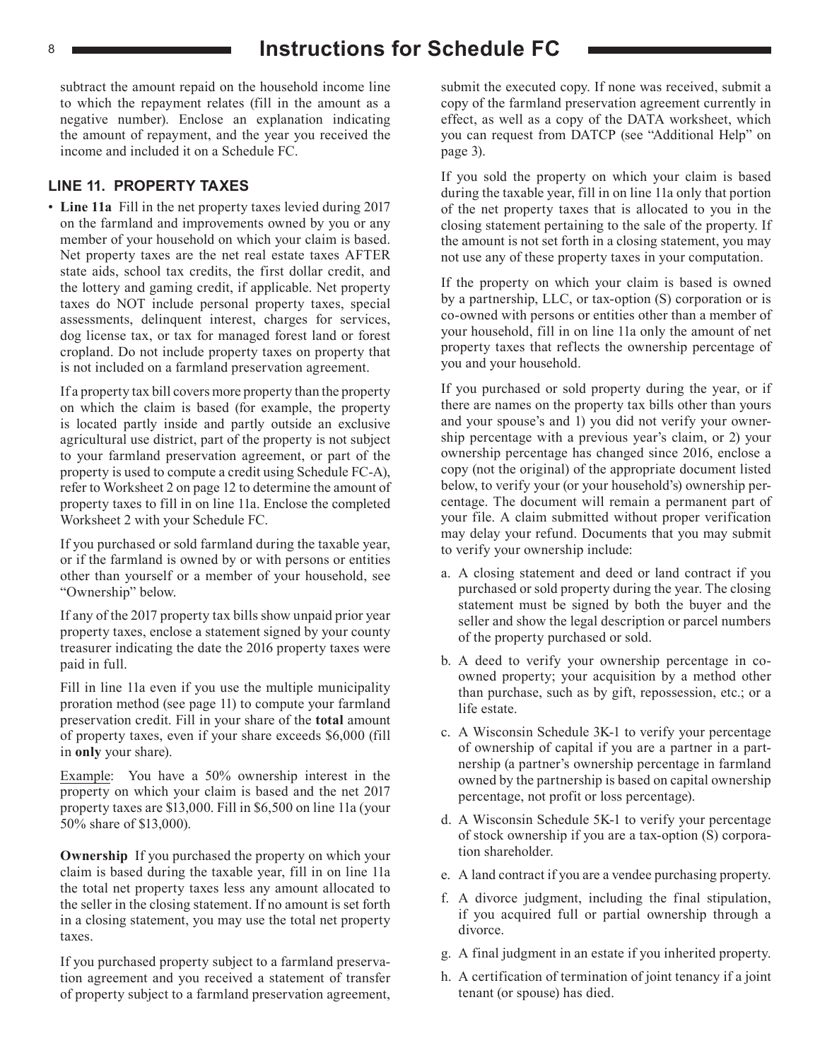subtract the amount repaid on the household income line to which the repayment relates (fill in the amount as a negative number). Enclose an explanation indicating the amount of repayment, and the year you received the income and included it on a Schedule FC.

### LINE 11. PROPERTY TAXES

- **Line 11a** Fill in the net property taxes levied during 2017 on the farmland and improvements owned by you or any member of your household on which your claim is based. Net property taxes are the net real estate taxes AFTER state aids, school tax credits, the first dollar credit, and the lottery and gaming credit, if applicable. Net property taxes do NOT include personal property taxes, special assessments, delinquent interest, charges for services, dog license tax, or tax for managed forest land or forest cropland. Do not include property taxes on property that is not included on a farmland preservation agreement.

  If a property tax bill covers more property than the property on which the claim is based (for example, the property is located partly inside and partly outside an exclusive agricultural use district, part of the property is not subject to your farmland preservation agreement, or part of the property is used to compute a credit using Schedule FC-A), refer to Worksheet 2 on page 12 to determine the amount of property taxes to fill in on line 11a. Enclose the completed Worksheet 2 with your Schedule FC.

  If you purchased or sold farmland during the taxable year, or if the farmland is owned by or with persons or entities other than yourself or a member of your household, see "Ownership" below.

  If any of the 2017 property tax bills show unpaid prior year property taxes, enclose a statement signed by your county treasurer indicating the date the 2016 property taxes were paid in full.

  Fill in line 11a even if you use the multiple municipality proration method (see page 11) to compute your farmland preservation credit. Fill in your share of the **total** amount of property taxes, even if your share exceeds $6,000 (fill in **only** your share).

  Example: You have a 50% ownership interest in the property on which your claim is based and the net 2017 property taxes are $13,000. Fill in $6,500 on line 11a (your 50% share of $13,000).

  **Ownership** If you purchased the property on which your claim is based during the taxable year, fill in on line 11a the total net property taxes less any amount allocated to the seller in the closing statement. If no amount is set forth in a closing statement, you may use the total net property taxes.

  If you purchased property subject to a farmland preservation agreement and you received a statement of transfer of property subject to a farmland preservation agreement, submit the executed copy. If none was received, submit a copy of the farmland preservation agreement currently in effect, as well as a copy of the DATA worksheet, which you can request from DATCP (see "Additional Help" on page 3).

  If you sold the property on which your claim is based during the taxable year, fill in on line 11a only that portion of the net property taxes that is allocated to you in the closing statement pertaining to the sale of the property. If the amount is not set forth in a closing statement, you may not use any of these property taxes in your computation.

  If the property on which your claim is based is owned by a partnership, LLC, or tax-option (S) corporation or is co-owned with persons or entities other than a member of your household, fill in on line 11a only the amount of net property taxes that reflects the ownership percentage of you and your household.

  If you purchased or sold property during the year, or if there are names on the property tax bills other than yours and your spouse's and 1) you did not verify your ownership percentage with a previous year's claim, or 2) your ownership percentage has changed since 2016, enclose a copy (not the original) of the appropriate document listed below, to verify your (or your household's) ownership percentage. The document will remain a permanent part of your file. A claim submitted without proper verification may delay your refund. Documents that you may submit to verify your ownership include:

  a. A closing statement and deed or land contract if you purchased or sold property during the year. The closing statement must be signed by both the buyer and the seller and show the legal description or parcel numbers of the property purchased or sold.

  b. A deed to verify your ownership percentage in co-owned property; your acquisition by a method other than purchase, such as by gift, repossession, etc.; or a life estate.

  c. A Wisconsin Schedule 3K-1 to verify your percentage of ownership of capital if you are a partner in a partnership (a partner's ownership percentage in farmland owned by the partnership is based on capital ownership percentage, not profit or loss percentage).

  d. A Wisconsin Schedule 5K-1 to verify your percentage of stock ownership if you are a tax-option (S) corporation shareholder.

  e. A land contract if you are a vendee purchasing property.

  f. A divorce judgment, including the final stipulation, if you acquired full or partial ownership through a divorce.

  g. A final judgment in an estate if you inherited property.

  h. A certification of termination of joint tenancy if a joint tenant (or spouse) has died.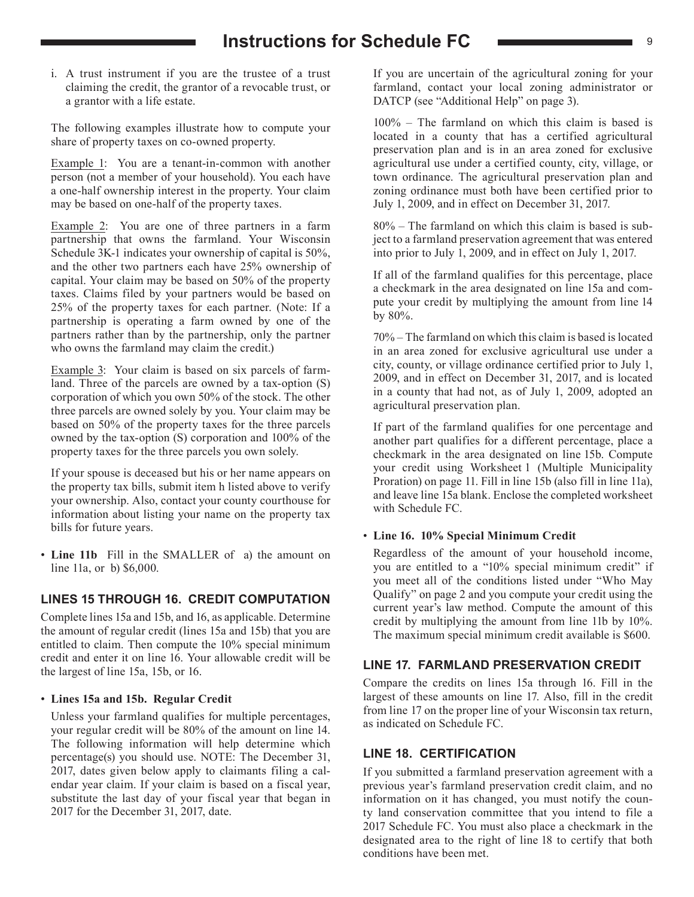i. A trust instrument if you are the trustee of a trust claiming the credit, the grantor of a revocable trust, or a grantor with a life estate.

The following examples illustrate how to compute your share of property taxes on co-owned property.

Example 1: You are a tenant-in-common with another person (not a member of your household). You each have a one-half ownership interest in the property. Your claim may be based on one-half of the property taxes.

Example 2: You are one of three partners in a farm partnership that owns the farmland. Your Wisconsin Schedule 3K-1 indicates your ownership of capital is 50%, and the other two partners each have 25% ownership of capital. Your claim may be based on 50% of the property taxes. Claims filed by your partners would be based on 25% of the property taxes for each partner. (Note: If a partnership is operating a farm owned by one of the partners rather than by the partnership, only the partner who owns the farmland may claim the credit.)

Example 3: Your claim is based on six parcels of farmland. Three of the parcels are owned by a tax-option (S) corporation of which you own 50% of the stock. The other three parcels are owned solely by you. Your claim may be based on 50% of the property taxes for the three parcels owned by the tax-option (S) corporation and 100% of the property taxes for the three parcels you own solely.

If your spouse is deceased but his or her name appears on the property tax bills, submit item h listed above to verify your ownership. Also, contact your county courthouse for information about listing your name on the property tax bills for future years.

- **Line 11b** Fill in the SMALLER of a) the amount on line 11a, or b) $6,000.

### LINES 15 THROUGH 16. CREDIT COMPUTATION

Complete lines 15a and 15b, and 16, as applicable. Determine the amount of regular credit (lines 15a and 15b) that you are entitled to claim. Then compute the 10% special minimum credit and enter it on line 16. Your allowable credit will be the largest of line 15a, 15b, or 16.

- **Lines 15a and 15b. Regular Credit**

  Unless your farmland qualifies for multiple percentages, your regular credit will be 80% of the amount on line 14. The following information will help determine which percentage(s) you should use. NOTE: The December 31, 2017, dates given below apply to claimants filing a calendar year claim. If your claim is based on a fiscal year, substitute the last day of your fiscal year that began in 2017 for the December 31, 2017, date.

  If you are uncertain of the agricultural zoning for your farmland, contact your local zoning administrator or DATCP (see "Additional Help" on page 3).

  100% – The farmland on which this claim is based is located in a county that has a certified agricultural preservation plan and is in an area zoned for exclusive agricultural use under a certified county, city, village, or town ordinance. The agricultural preservation plan and zoning ordinance must both have been certified prior to July 1, 2009, and in effect on December 31, 2017.

  80% – The farmland on which this claim is based is subject to a farmland preservation agreement that was entered into prior to July 1, 2009, and in effect on July 1, 2017.

  If all of the farmland qualifies for this percentage, place a checkmark in the area designated on line 15a and compute your credit by multiplying the amount from line 14 by 80%.

  70% – The farmland on which this claim is based is located in an area zoned for exclusive agricultural use under a city, county, or village ordinance certified prior to July 1, 2009, and in effect on December 31, 2017, and is located in a county that had not, as of July 1, 2009, adopted an agricultural preservation plan.

  If part of the farmland qualifies for one percentage and another part qualifies for a different percentage, place a checkmark in the area designated on line 15b. Compute your credit using Worksheet 1 (Multiple Municipality Proration) on page 11. Fill in line 15b (also fill in line 11a), and leave line 15a blank. Enclose the completed worksheet with Schedule FC.

- **Line 16. 10% Special Minimum Credit**

  Regardless of the amount of your household income, you are entitled to a "10% special minimum credit" if you meet all of the conditions listed under "Who May Qualify" on page 2 and you compute your credit using the current year's law method. Compute the amount of this credit by multiplying the amount from line 11b by 10%. The maximum special minimum credit available is $600.

### LINE 17. FARMLAND PRESERVATION CREDIT

Compare the credits on lines 15a through 16. Fill in the largest of these amounts on line 17. Also, fill in the credit from line 17 on the proper line of your Wisconsin tax return, as indicated on Schedule FC.

### LINE 18. CERTIFICATION

If you submitted a farmland preservation agreement with a previous year's farmland preservation credit claim, and no information on it has changed, you must notify the county land conservation committee that you intend to file a 2017 Schedule FC. You must also place a checkmark in the designated area to the right of line 18 to certify that both conditions have been met.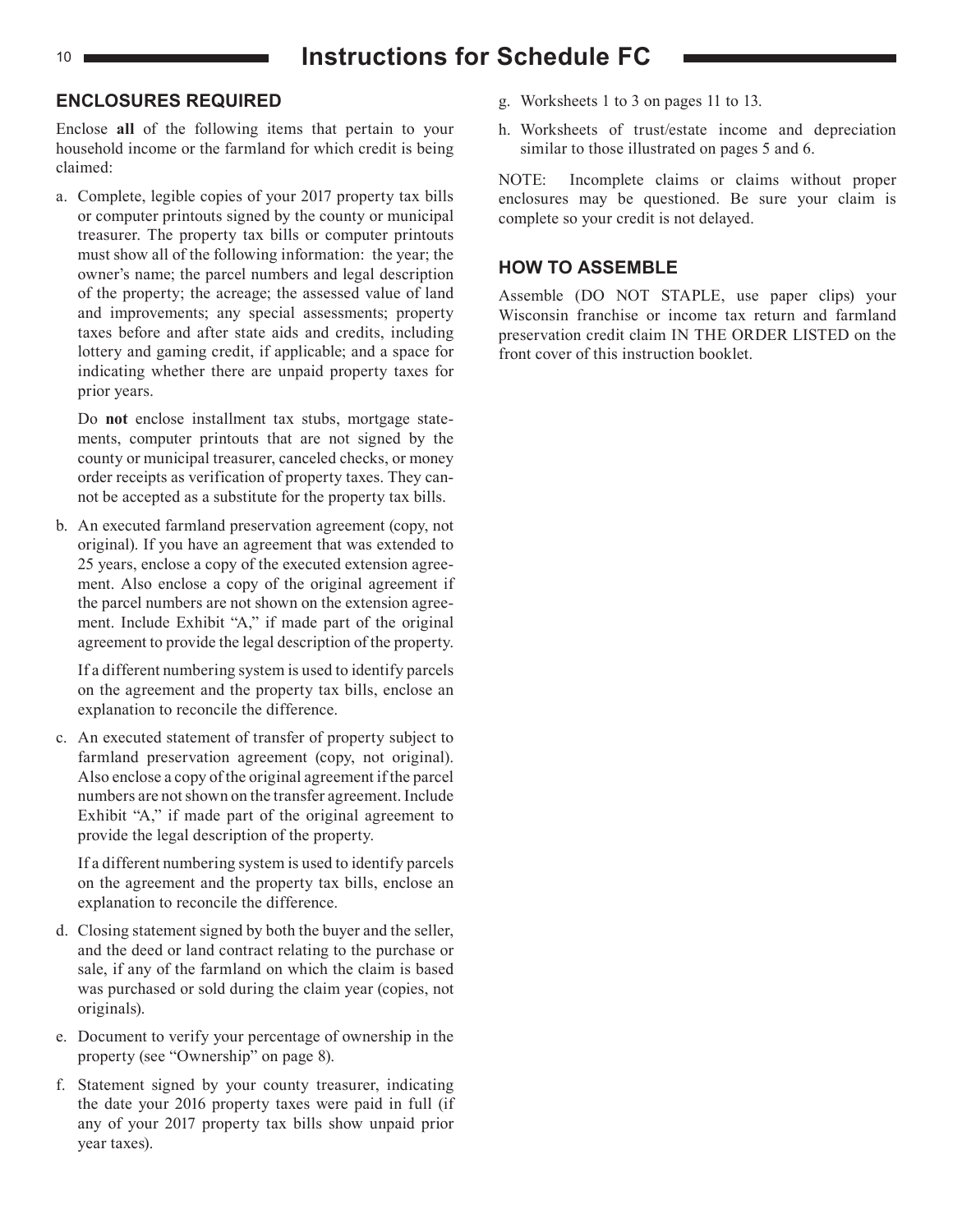## ENCLOSURES REQUIRED

Enclose **all** of the following items that pertain to your household income or the farmland for which credit is being claimed:

a. Complete, legible copies of your 2017 property tax bills or computer printouts signed by the county or municipal treasurer. The property tax bills or computer printouts must show all of the following information: the year; the owner's name; the parcel numbers and legal description of the property; the acreage; the assessed value of land and improvements; any special assessments; property taxes before and after state aids and credits, including lottery and gaming credit, if applicable; and a space for indicating whether there are unpaid property taxes for prior years.

   Do **not** enclose installment tax stubs, mortgage statements, computer printouts that are not signed by the county or municipal treasurer, canceled checks, or money order receipts as verification of property taxes. They cannot be accepted as a substitute for the property tax bills.

b. An executed farmland preservation agreement (copy, not original). If you have an agreement that was extended to 25 years, enclose a copy of the executed extension agreement. Also enclose a copy of the original agreement if the parcel numbers are not shown on the extension agreement. Include Exhibit "A," if made part of the original agreement to provide the legal description of the property.

   If a different numbering system is used to identify parcels on the agreement and the property tax bills, enclose an explanation to reconcile the difference.

c. An executed statement of transfer of property subject to farmland preservation agreement (copy, not original). Also enclose a copy of the original agreement if the parcel numbers are not shown on the transfer agreement. Include Exhibit "A," if made part of the original agreement to provide the legal description of the property.

   If a different numbering system is used to identify parcels on the agreement and the property tax bills, enclose an explanation to reconcile the difference.

d. Closing statement signed by both the buyer and the seller, and the deed or land contract relating to the purchase or sale, if any of the farmland on which the claim is based was purchased or sold during the claim year (copies, not originals).

e. Document to verify your percentage of ownership in the property (see "Ownership" on page 8).

f. Statement signed by your county treasurer, indicating the date your 2016 property taxes were paid in full (if any of your 2017 property tax bills show unpaid prior year taxes).

g. Worksheets 1 to 3 on pages 11 to 13.

h. Worksheets of trust/estate income and depreciation similar to those illustrated on pages 5 and 6.

NOTE: Incomplete claims or claims without proper enclosures may be questioned. Be sure your claim is complete so your credit is not delayed.

## HOW TO ASSEMBLE

Assemble (DO NOT STAPLE, use paper clips) your Wisconsin franchise or income tax return and farmland preservation credit claim IN THE ORDER LISTED on the front cover of this instruction booklet.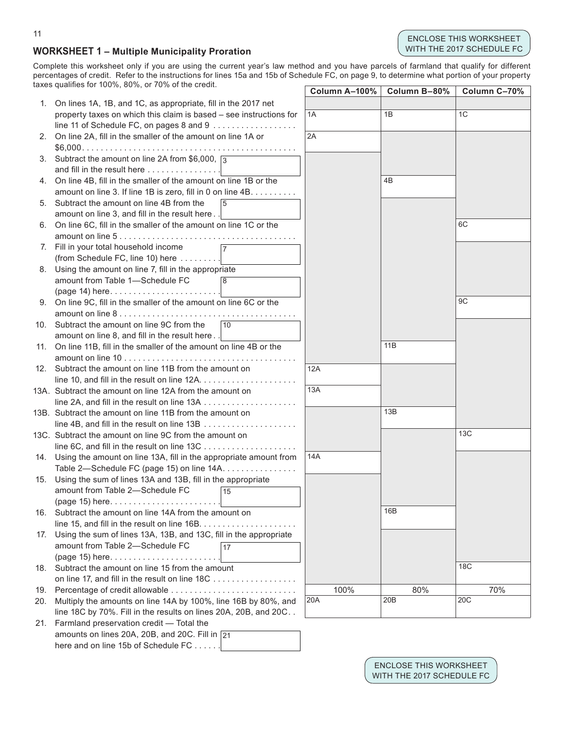**ENCLOSE THIS WORKSHEET WITH THE 2017 SCHEDULE FC**

## WORKSHEET 1 – Multiple Municipality Proration

Complete this worksheet only if you are using the current year's law method and you have parcels of farmland that qualify for different percentages of credit. Refer to the instructions for lines 15a and 15b of Schedule FC, on page 9, to determine what portion of your property taxes qualifies for 100%, 80%, or 70% of the credit.

| Line | Description | Amount | Column A–100% | Column B–80% | Column C–70% |
|---|---|---|---|---|---|
| 1. | On lines 1A, 1B, and 1C, as appropriate, fill in the 2017 net property taxes on which this claim is based – see instructions for line 11 of Schedule FC, on pages 8 and 9 | | 1A | 1B | 1C |
| 2. | On line 2A, fill in the smaller of the amount on line 1A or $6,000 | | 2A | | |
| 3. | Subtract the amount on line 2A from $6,000, and fill in the result here | 3 | | | |
| 4. | On line 4B, fill in the smaller of the amount on line 1B or the amount on line 3. If line 1B is zero, fill in 0 on line 4B | | | 4B | |
| 5. | Subtract the amount on line 4B from the amount on line 3, and fill in the result here | 5 | | | |
| 6. | On line 6C, fill in the smaller of the amount on line 1C or the amount on line 5 | | | | 6C |
| 7. | Fill in your total household income (from Schedule FC, line 10) here | 7 | | | |
| 8. | Using the amount on line 7, fill in the appropriate amount from Table 1—Schedule FC (page 14) here | 8 | | | |
| 9. | On line 9C, fill in the smaller of the amount on line 6C or the amount on line 8 | | | | 9C |
| 10. | Subtract the amount on line 9C from the amount on line 8, and fill in the result here | 10 | | | |
| 11. | On line 11B, fill in the smaller of the amount on line 4B or the amount on line 10 | | | 11B | |
| 12. | Subtract the amount on line 11B from the amount on line 10, and fill in the result on line 12A | | 12A | | |
| 13A. | Subtract the amount on line 12A from the amount on line 2A, and fill in the result on line 13A | | 13A | | |
| 13B. | Subtract the amount on line 11B from the amount on line 4B, and fill in the result on line 13B | | | 13B | |
| 13C. | Subtract the amount on line 9C from the amount on line 6C, and fill in the result on line 13C | | | | 13C |
| 14. | Using the amount on line 13A, fill in the appropriate amount from Table 2—Schedule FC (page 15) on line 14A | | 14A | | |
| 15. | Using the sum of lines 13A and 13B, fill in the appropriate amount from Table 2—Schedule FC (page 15) here | 15 | | | |
| 16. | Subtract the amount on line 14A from the amount on line 15, and fill in the result on line 16B | | | 16B | |
| 17. | Using the sum of lines 13A, 13B, and 13C, fill in the appropriate amount from Table 2—Schedule FC (page 15) here | 17 | | | |
| 18. | Subtract the amount on line 15 from the amount on line 17, and fill in the result on line 18C | | | | 18C |
| 19. | Percentage of credit allowable | | 100% | 80% | 70% |
| 20. | Multiply the amounts on line 14A by 100%, line 16B by 80%, and line 18C by 70%. Fill in the results on lines 20A, 20B, and 20C | | 20A | 20B | 20C |
| 21. | Farmland preservation credit — Total the amounts on lines 20A, 20B, and 20C. Fill in here and on line 15b of Schedule FC | 21 | | | |

**ENCLOSE THIS WORKSHEET WITH THE 2017 SCHEDULE FC**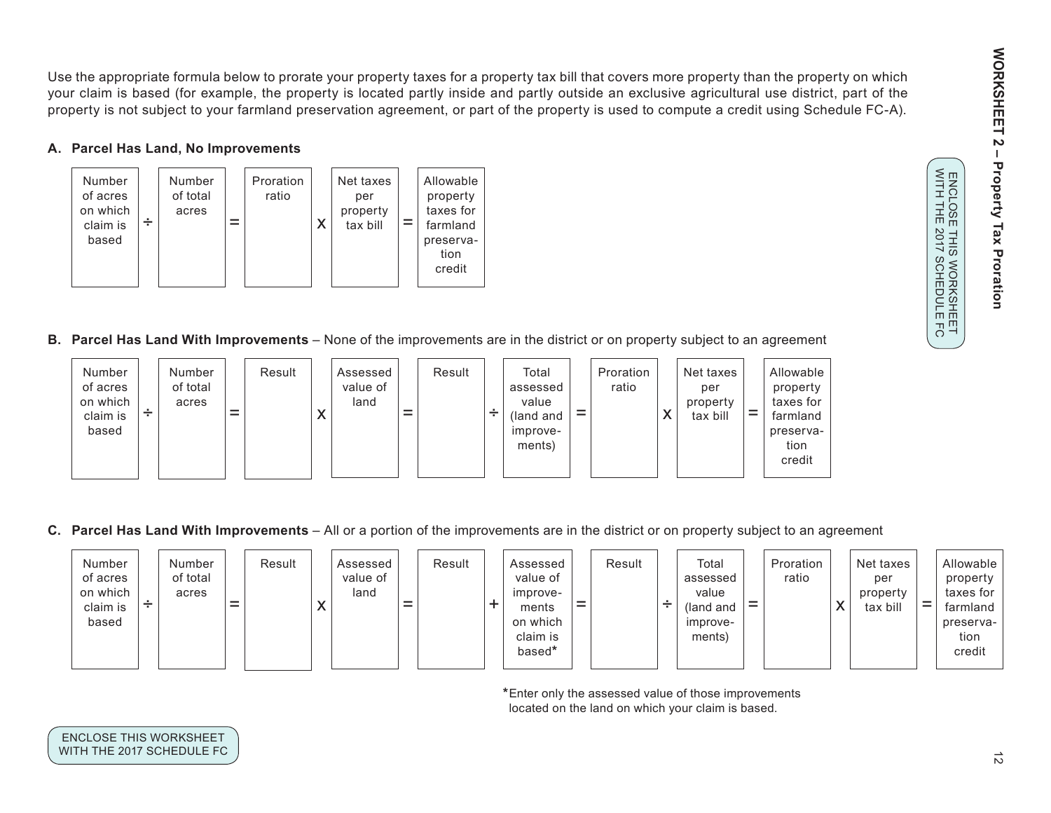# WORKSHEET 2 – Property Tax Proration

ENCLOSE THIS WORKSHEET WITH THE 2017 SCHEDULE FC

Use the appropriate formula below to prorate your property taxes for a property tax bill that covers more property than the property on which your claim is based (for example, the property is located partly inside and partly outside an exclusive agricultural use district, part of the property is not subject to your farmland preservation agreement, or part of the property is used to compute a credit using Schedule FC-A).

### A. Parcel Has Land, No Improvements

| Number of acres on which claim is based | ÷ | Number of total acres | = | Proration ratio | x | Net taxes per property tax bill | = | Allowable property taxes for farmland preservation credit |
|---|---|---|---|---|---|---|---|---|
| | | | | | | | | |

### B. Parcel Has Land With Improvements – None of the improvements are in the district or on property subject to an agreement

| Number of acres on which claim is based | ÷ | Number of total acres | = | Result | x | Assessed value of land | = | Result | ÷ | Total assessed value (land and improvements) | = | Proration ratio | x | Net taxes per property tax bill | = | Allowable property taxes for farmland preservation credit |
|---|---|---|---|---|---|---|---|---|---|---|---|---|---|---|---|---|
| | | | | | | | | | | | | | | | | |

### C. Parcel Has Land With Improvements – All or a portion of the improvements are in the district or on property subject to an agreement

| Number of acres on which claim is based | ÷ | Number of total acres | = | Result | x | Assessed value of land | = | Result | + | Assessed value of improvements on which claim is based* | = | Result | ÷ | Total assessed value (land and improvements) | = | Proration ratio | x | Net taxes per property tax bill | = | Allowable property taxes for farmland preservation credit |
|---|---|---|---|---|---|---|---|---|---|---|---|---|---|---|---|---|---|---|---|---|
| | | | | | | | | | | | | | | | | | | | | |

*Enter only the assessed value of those improvements located on the land on which your claim is based.

ENCLOSE THIS WORKSHEET WITH THE 2017 SCHEDULE FC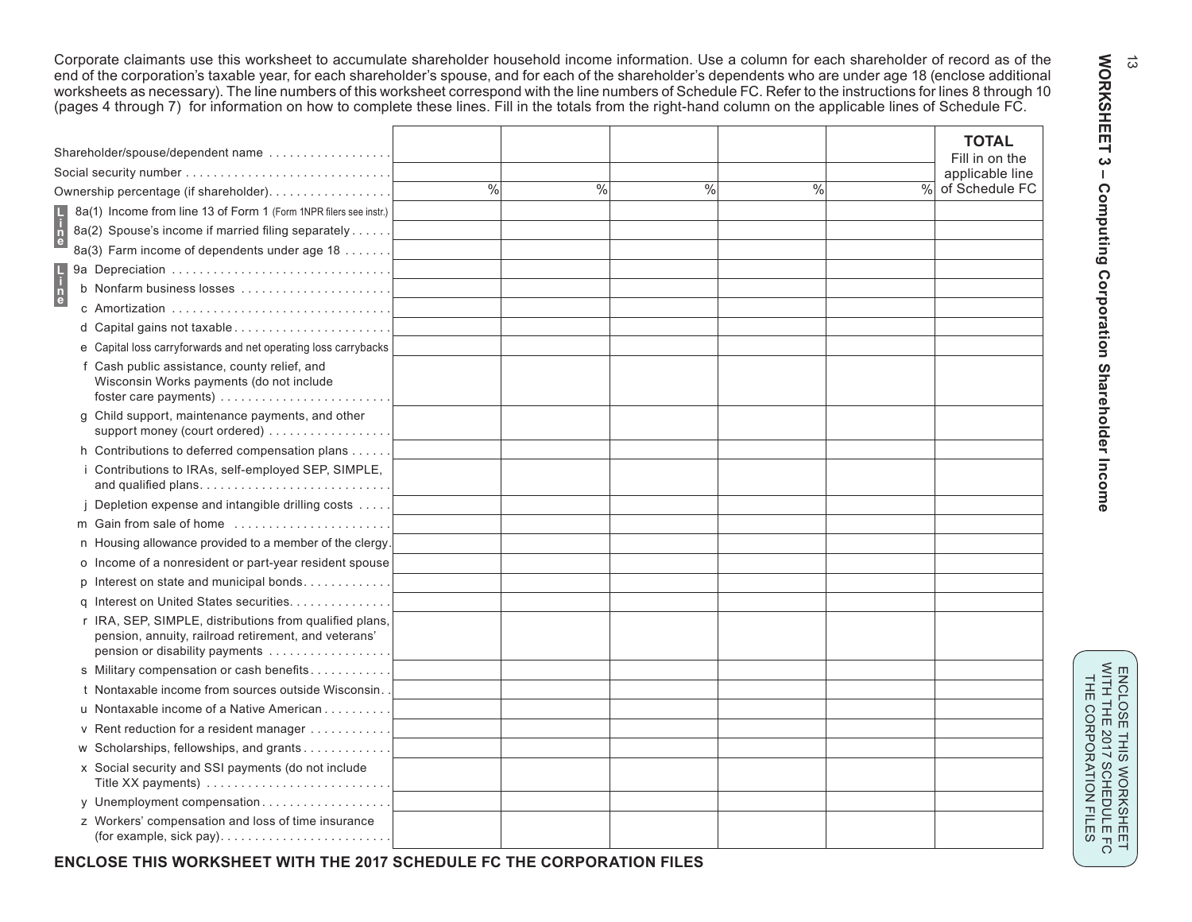# WORKSHEET 3 – Computing Corporation Shareholder Income

Corporate claimants use this worksheet to accumulate shareholder household income information. Use a column for each shareholder of record as of the end of the corporation's taxable year, for each shareholder's spouse, and for each of the shareholder's dependents who are under age 18 (enclose additional worksheets as necessary). The line numbers of this worksheet correspond with the line numbers of Schedule FC. Refer to the instructions for lines 8 through 10 (pages 4 through 7) for information on how to complete these lines. Fill in the totals from the right-hand column on the applicable lines of Schedule FC.

| | | | | | | TOTAL Fill in on the applicable line of Schedule FC |
|---|---|---|---|---|---|---|
| Shareholder/spouse/dependent name | | | | | | |
| Social security number | | | | | | |
| Ownership percentage (if shareholder) | % | % | % | % | % | |
| **Line** 8a(1) Income from line 13 of Form 1 (Form 1NPR filers see instr.) | | | | | | |
| 8a(2) Spouse's income if married filing separately | | | | | | |
| 8a(3) Farm income of dependents under age 18 | | | | | | |
| **Line** 9a Depreciation | | | | | | |
| b Nonfarm business losses | | | | | | |
| c Amortization | | | | | | |
| d Capital gains not taxable | | | | | | |
| e Capital loss carryforwards and net operating loss carrybacks | | | | | | |
| f Cash public assistance, county relief, and Wisconsin Works payments (do not include foster care payments) | | | | | | |
| g Child support, maintenance payments, and other support money (court ordered) | | | | | | |
| h Contributions to deferred compensation plans | | | | | | |
| i Contributions to IRAs, self-employed SEP, SIMPLE, and qualified plans | | | | | | |
| j Depletion expense and intangible drilling costs | | | | | | |
| m Gain from sale of home | | | | | | |
| n Housing allowance provided to a member of the clergy | | | | | | |
| o Income of a nonresident or part-year resident spouse | | | | | | |
| p Interest on state and municipal bonds | | | | | | |
| q Interest on United States securities | | | | | | |
| r IRA, SEP, SIMPLE, distributions from qualified plans, pension, annuity, railroad retirement, and veterans' pension or disability payments | | | | | | |
| s Military compensation or cash benefits | | | | | | |
| t Nontaxable income from sources outside Wisconsin | | | | | | |
| u Nontaxable income of a Native American | | | | | | |
| v Rent reduction for a resident manager | | | | | | |
| w Scholarships, fellowships, and grants | | | | | | |
| x Social security and SSI payments (do not include Title XX payments) | | | | | | |
| y Unemployment compensation | | | | | | |
| z Workers' compensation and loss of time insurance (for example, sick pay) | | | | | | |

**ENCLOSE THIS WORKSHEET WITH THE 2017 SCHEDULE FC THE CORPORATION FILES**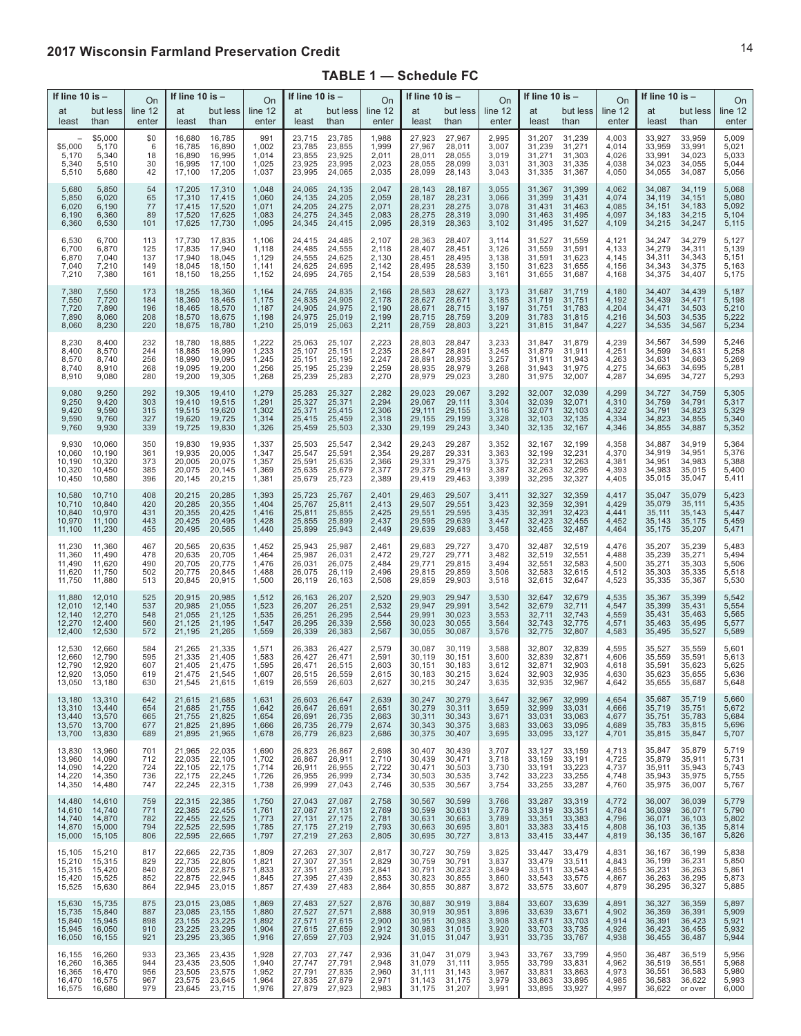## TABLE 1 — Schedule FC

| If line 10 is – | | On | If line 10 is – | | On | If line 10 is – | | On | If line 10 is – | | On | If line 10 is – | | On | If line 10 is – | | On |
|---|---|---|---|---|---|---|---|---|---|---|---|---|---|---|---|---|---|
| at least | but less than | line 12 enter | at least | but less than | line 12 enter | at least | but less than | line 12 enter | at least | but less than | line 12 enter | at least | but less than | line 12 enter | at least | but less than | line 12 enter |
| – | $5,000 | $0 | 16,680 | 16,785 | 991 | 23,715 | 23,785 | 1,988 | 27,923 | 27,967 | 2,995 | 31,207 | 31,239 | 4,003 | 33,927 | 33,959 | 5,009 |
| $5,000 | 5,170 | 6 | 16,785 | 16,890 | 1,002 | 23,785 | 23,855 | 1,999 | 27,967 | 28,011 | 3,007 | 31,239 | 31,271 | 4,014 | 33,959 | 33,991 | 5,021 |
| 5,170 | 5,340 | 18 | 16,890 | 16,995 | 1,014 | 23,855 | 23,925 | 2,011 | 28,011 | 28,055 | 3,019 | 31,271 | 31,303 | 4,026 | 33,991 | 34,023 | 5,033 |
| 5,340 | 5,510 | 30 | 16,995 | 17,100 | 1,025 | 23,925 | 23,995 | 2,023 | 28,055 | 28,099 | 3,031 | 31,303 | 31,335 | 4,038 | 34,023 | 34,055 | 5,044 |
| 5,510 | 5,680 | 42 | 17,100 | 17,205 | 1,037 | 23,995 | 24,065 | 2,035 | 28,099 | 28,143 | 3,043 | 31,335 | 31,367 | 4,050 | 34,055 | 34,087 | 5,056 |
| 5,680 | 5,850 | 54 | 17,205 | 17,310 | 1,048 | 24,065 | 24,135 | 2,047 | 28,143 | 28,187 | 3,055 | 31,367 | 31,399 | 4,062 | 34,087 | 34,119 | 5,068 |
| 5,850 | 6,020 | 65 | 17,310 | 17,415 | 1,060 | 24,135 | 24,205 | 2,059 | 28,187 | 28,231 | 3,066 | 31,399 | 31,431 | 4,074 | 34,119 | 34,151 | 5,080 |
| 6,020 | 6,190 | 77 | 17,415 | 17,520 | 1,071 | 24,205 | 24,275 | 2,071 | 28,231 | 28,275 | 3,078 | 31,431 | 31,463 | 4,085 | 34,151 | 34,183 | 5,092 |
| 6,190 | 6,360 | 89 | 17,520 | 17,625 | 1,083 | 24,275 | 24,345 | 2,083 | 28,275 | 28,319 | 3,090 | 31,463 | 31,495 | 4,097 | 34,183 | 34,215 | 5,104 |
| 6,360 | 6,530 | 101 | 17,625 | 17,730 | 1,095 | 24,345 | 24,415 | 2,095 | 28,319 | 28,363 | 3,102 | 31,495 | 31,527 | 4,109 | 34,215 | 34,247 | 5,115 |
| 6,530 | 6,700 | 113 | 17,730 | 17,835 | 1,106 | 24,415 | 24,485 | 2,107 | 28,363 | 28,407 | 3,114 | 31,527 | 31,559 | 4,121 | 34,247 | 34,279 | 5,127 |
| 6,700 | 6,870 | 125 | 17,835 | 17,940 | 1,118 | 24,485 | 24,555 | 2,118 | 28,407 | 28,451 | 3,126 | 31,559 | 31,591 | 4,133 | 34,279 | 34,311 | 5,139 |
| 6,870 | 7,040 | 137 | 17,940 | 18,045 | 1,129 | 24,555 | 24,625 | 2,130 | 28,451 | 28,495 | 3,138 | 31,591 | 31,623 | 4,145 | 34,311 | 34,343 | 5,151 |
| 7,040 | 7,210 | 149 | 18,045 | 18,150 | 1,141 | 24,625 | 24,695 | 2,142 | 28,495 | 28,539 | 3,150 | 31,623 | 31,655 | 4,156 | 34,343 | 34,375 | 5,163 |
| 7,210 | 7,380 | 161 | 18,150 | 18,255 | 1,152 | 24,695 | 24,765 | 2,154 | 28,539 | 28,583 | 3,161 | 31,655 | 31,687 | 4,168 | 34,375 | 34,407 | 5,175 |
| 7,380 | 7,550 | 173 | 18,255 | 18,360 | 1,164 | 24,765 | 24,835 | 2,166 | 28,583 | 28,627 | 3,173 | 31,687 | 31,719 | 4,180 | 34,407 | 34,439 | 5,187 |
| 7,550 | 7,720 | 184 | 18,360 | 18,465 | 1,175 | 24,835 | 24,905 | 2,178 | 28,627 | 28,671 | 3,185 | 31,719 | 31,751 | 4,192 | 34,439 | 34,471 | 5,198 |
| 7,720 | 7,890 | 196 | 18,465 | 18,570 | 1,187 | 24,905 | 24,975 | 2,190 | 28,671 | 28,715 | 3,197 | 31,751 | 31,783 | 4,204 | 34,471 | 34,503 | 5,210 |
| 7,890 | 8,060 | 208 | 18,570 | 18,675 | 1,198 | 24,975 | 25,019 | 2,199 | 28,715 | 28,759 | 3,209 | 31,783 | 31,815 | 4,216 | 34,503 | 34,535 | 5,222 |
| 8,060 | 8,230 | 220 | 18,675 | 18,780 | 1,210 | 25,019 | 25,063 | 2,211 | 28,759 | 28,803 | 3,221 | 31,815 | 31,847 | 4,227 | 34,535 | 34,567 | 5,234 |
| 8,230 | 8,400 | 232 | 18,780 | 18,885 | 1,222 | 25,063 | 25,107 | 2,223 | 28,803 | 28,847 | 3,233 | 31,847 | 31,879 | 4,239 | 34,567 | 34,599 | 5,246 |
| 8,400 | 8,570 | 244 | 18,885 | 18,990 | 1,233 | 25,107 | 25,151 | 2,235 | 28,847 | 28,891 | 3,245 | 31,879 | 31,911 | 4,251 | 34,599 | 34,631 | 5,258 |
| 8,570 | 8,740 | 256 | 18,990 | 19,095 | 1,245 | 25,151 | 25,195 | 2,247 | 28,891 | 28,935 | 3,257 | 31,911 | 31,943 | 4,263 | 34,631 | 34,663 | 5,269 |
| 8,740 | 8,910 | 268 | 19,095 | 19,200 | 1,256 | 25,195 | 25,239 | 2,259 | 28,935 | 28,979 | 3,268 | 31,943 | 31,975 | 4,275 | 34,663 | 34,695 | 5,281 |
| 8,910 | 9,080 | 280 | 19,200 | 19,305 | 1,268 | 25,239 | 25,283 | 2,270 | 28,979 | 29,023 | 3,280 | 31,975 | 32,007 | 4,287 | 34,695 | 34,727 | 5,293 |
| 9,080 | 9,250 | 292 | 19,305 | 19,410 | 1,279 | 25,283 | 25,327 | 2,282 | 29,023 | 29,067 | 3,292 | 32,007 | 32,039 | 4,299 | 34,727 | 34,759 | 5,305 |
| 9,250 | 9,420 | 303 | 19,410 | 19,515 | 1,291 | 25,327 | 25,371 | 2,294 | 29,067 | 29,111 | 3,304 | 32,039 | 32,071 | 4,310 | 34,759 | 34,791 | 5,317 |
| 9,420 | 9,590 | 315 | 19,515 | 19,620 | 1,302 | 25,371 | 25,415 | 2,306 | 29,111 | 29,155 | 3,316 | 32,071 | 32,103 | 4,322 | 34,791 | 34,823 | 5,329 |
| 9,590 | 9,760 | 327 | 19,620 | 19,725 | 1,314 | 25,415 | 25,459 | 2,318 | 29,155 | 29,199 | 3,328 | 32,103 | 32,135 | 4,334 | 34,823 | 34,855 | 5,340 |
| 9,760 | 9,930 | 339 | 19,725 | 19,830 | 1,326 | 25,459 | 25,503 | 2,330 | 29,199 | 29,243 | 3,340 | 32,135 | 32,167 | 4,346 | 34,855 | 34,887 | 5,352 |
| 9,930 | 10,060 | 350 | 19,830 | 19,935 | 1,337 | 25,503 | 25,547 | 2,342 | 29,243 | 29,287 | 3,352 | 32,167 | 32,199 | 4,358 | 34,887 | 34,919 | 5,364 |
| 10,060 | 10,190 | 361 | 19,935 | 20,005 | 1,347 | 25,547 | 25,591 | 2,354 | 29,287 | 29,331 | 3,363 | 32,199 | 32,231 | 4,370 | 34,919 | 34,951 | 5,376 |
| 10,190 | 10,320 | 373 | 20,005 | 20,075 | 1,357 | 25,591 | 25,635 | 2,366 | 29,331 | 29,375 | 3,375 | 32,231 | 32,263 | 4,381 | 34,951 | 34,983 | 5,388 |
| 10,320 | 10,450 | 385 | 20,075 | 20,145 | 1,369 | 25,635 | 25,679 | 2,377 | 29,375 | 29,419 | 3,387 | 32,263 | 32,295 | 4,393 | 34,983 | 35,015 | 5,400 |
| 10,450 | 10,580 | 396 | 20,145 | 20,215 | 1,381 | 25,679 | 25,723 | 2,389 | 29,419 | 29,463 | 3,399 | 32,295 | 32,327 | 4,405 | 35,015 | 35,047 | 5,411 |
| 10,580 | 10,710 | 408 | 20,215 | 20,285 | 1,393 | 25,723 | 25,767 | 2,401 | 29,463 | 29,507 | 3,411 | 32,327 | 32,359 | 4,417 | 35,047 | 35,079 | 5,423 |
| 10,710 | 10,840 | 420 | 20,285 | 20,355 | 1,404 | 25,767 | 25,811 | 2,413 | 29,507 | 29,551 | 3,423 | 32,359 | 32,391 | 4,429 | 35,079 | 35,111 | 5,435 |
| 10,840 | 10,970 | 431 | 20,355 | 20,425 | 1,416 | 25,811 | 25,855 | 2,425 | 29,551 | 29,595 | 3,435 | 32,391 | 32,423 | 4,441 | 35,111 | 35,143 | 5,447 |
| 10,970 | 11,100 | 443 | 20,425 | 20,495 | 1,428 | 25,855 | 25,899 | 2,437 | 29,595 | 29,639 | 3,447 | 32,423 | 32,455 | 4,452 | 35,143 | 35,175 | 5,459 |
| 11,100 | 11,230 | 455 | 20,495 | 20,565 | 1,440 | 25,899 | 25,943 | 2,449 | 29,639 | 29,683 | 3,458 | 32,455 | 32,487 | 4,464 | 35,175 | 35,207 | 5,471 |
| 11,230 | 11,360 | 467 | 20,565 | 20,635 | 1,452 | 25,943 | 25,987 | 2,461 | 29,683 | 29,727 | 3,470 | 32,487 | 32,519 | 4,476 | 35,207 | 35,239 | 5,483 |
| 11,360 | 11,490 | 478 | 20,635 | 20,705 | 1,464 | 25,987 | 26,031 | 2,472 | 29,727 | 29,771 | 3,482 | 32,519 | 32,551 | 4,488 | 35,239 | 35,271 | 5,494 |
| 11,490 | 11,620 | 490 | 20,705 | 20,775 | 1,476 | 26,031 | 26,075 | 2,484 | 29,771 | 29,815 | 3,494 | 32,551 | 32,583 | 4,500 | 35,271 | 35,303 | 5,506 |
| 11,620 | 11,750 | 502 | 20,775 | 20,845 | 1,488 | 26,075 | 26,119 | 2,496 | 29,815 | 29,859 | 3,506 | 32,583 | 32,615 | 4,512 | 35,303 | 35,335 | 5,518 |
| 11,750 | 11,880 | 513 | 20,845 | 20,915 | 1,500 | 26,119 | 26,163 | 2,508 | 29,859 | 29,903 | 3,518 | 32,615 | 32,647 | 4,523 | 35,335 | 35,367 | 5,530 |
| 11,880 | 12,010 | 525 | 20,915 | 20,985 | 1,512 | 26,163 | 26,207 | 2,520 | 29,903 | 29,947 | 3,530 | 32,647 | 32,679 | 4,535 | 35,367 | 35,399 | 5,542 |
| 12,010 | 12,140 | 537 | 20,985 | 21,055 | 1,523 | 26,207 | 26,251 | 2,532 | 29,947 | 29,991 | 3,542 | 32,679 | 32,711 | 4,547 | 35,399 | 35,431 | 5,554 |
| 12,140 | 12,270 | 548 | 21,055 | 21,125 | 1,535 | 26,251 | 26,295 | 2,544 | 29,991 | 30,023 | 3,553 | 32,711 | 32,743 | 4,559 | 35,431 | 35,463 | 5,565 |
| 12,270 | 12,400 | 560 | 21,125 | 21,195 | 1,547 | 26,295 | 26,339 | 2,556 | 30,023 | 30,055 | 3,564 | 32,743 | 32,775 | 4,571 | 35,463 | 35,495 | 5,577 |
| 12,400 | 12,530 | 572 | 21,195 | 21,265 | 1,559 | 26,339 | 26,383 | 2,567 | 30,055 | 30,087 | 3,576 | 32,775 | 32,807 | 4,583 | 35,495 | 35,527 | 5,589 |
| 12,530 | 12,660 | 584 | 21,265 | 21,335 | 1,571 | 26,383 | 26,427 | 2,579 | 30,087 | 30,119 | 3,588 | 32,807 | 32,839 | 4,595 | 35,527 | 35,559 | 5,601 |
| 12,660 | 12,790 | 595 | 21,335 | 21,405 | 1,583 | 26,427 | 26,471 | 2,591 | 30,119 | 30,151 | 3,600 | 32,839 | 32,871 | 4,606 | 35,559 | 35,591 | 5,613 |
| 12,790 | 12,920 | 607 | 21,405 | 21,475 | 1,595 | 26,471 | 26,515 | 2,603 | 30,151 | 30,183 | 3,612 | 32,871 | 32,903 | 4,618 | 35,591 | 35,623 | 5,625 |
| 12,920 | 13,050 | 619 | 21,475 | 21,545 | 1,607 | 26,515 | 26,559 | 2,615 | 30,183 | 30,215 | 3,624 | 32,903 | 32,935 | 4,630 | 35,623 | 35,655 | 5,636 |
| 13,050 | 13,180 | 630 | 21,545 | 21,615 | 1,619 | 26,559 | 26,603 | 2,627 | 30,215 | 30,247 | 3,635 | 32,935 | 32,967 | 4,642 | 35,655 | 35,687 | 5,648 |
| 13,180 | 13,310 | 642 | 21,615 | 21,685 | 1,631 | 26,603 | 26,647 | 2,639 | 30,247 | 30,279 | 3,647 | 32,967 | 32,999 | 4,654 | 35,687 | 35,719 | 5,660 |
| 13,310 | 13,440 | 654 | 21,685 | 21,755 | 1,642 | 26,647 | 26,691 | 2,651 | 30,279 | 30,311 | 3,659 | 32,999 | 33,031 | 4,666 | 35,719 | 35,751 | 5,672 |
| 13,440 | 13,570 | 665 | 21,755 | 21,825 | 1,654 | 26,691 | 26,735 | 2,663 | 30,311 | 30,343 | 3,671 | 33,031 | 33,063 | 4,677 | 35,751 | 35,783 | 5,684 |
| 13,570 | 13,700 | 677 | 21,825 | 21,895 | 1,666 | 26,735 | 26,779 | 2,674 | 30,343 | 30,375 | 3,683 | 33,063 | 33,095 | 4,689 | 35,783 | 35,815 | 5,696 |
| 13,700 | 13,830 | 689 | 21,895 | 21,965 | 1,678 | 26,779 | 26,823 | 2,686 | 30,375 | 30,407 | 3,695 | 33,095 | 33,127 | 4,701 | 35,815 | 35,847 | 5,707 |
| 13,830 | 13,960 | 701 | 21,965 | 22,035 | 1,690 | 26,823 | 26,867 | 2,698 | 30,407 | 30,439 | 3,707 | 33,127 | 33,159 | 4,713 | 35,847 | 35,879 | 5,719 |
| 13,960 | 14,090 | 712 | 22,035 | 22,105 | 1,702 | 26,867 | 26,911 | 2,710 | 30,439 | 30,471 | 3,718 | 33,159 | 33,191 | 4,725 | 35,879 | 35,911 | 5,731 |
| 14,090 | 14,220 | 724 | 22,105 | 22,175 | 1,714 | 26,911 | 26,955 | 2,722 | 30,471 | 30,503 | 3,730 | 33,191 | 33,223 | 4,737 | 35,911 | 35,943 | 5,743 |
| 14,220 | 14,350 | 736 | 22,175 | 22,245 | 1,726 | 26,955 | 26,999 | 2,734 | 30,503 | 30,535 | 3,742 | 33,223 | 33,255 | 4,748 | 35,943 | 35,975 | 5,755 |
| 14,350 | 14,480 | 747 | 22,245 | 22,315 | 1,738 | 26,999 | 27,043 | 2,746 | 30,535 | 30,567 | 3,754 | 33,255 | 33,287 | 4,760 | 35,975 | 36,007 | 5,767 |
| 14,480 | 14,610 | 759 | 22,315 | 22,385 | 1,750 | 27,043 | 27,087 | 2,758 | 30,567 | 30,599 | 3,766 | 33,287 | 33,319 | 4,772 | 36,007 | 36,039 | 5,779 |
| 14,610 | 14,740 | 771 | 22,385 | 22,455 | 1,761 | 27,087 | 27,131 | 2,769 | 30,599 | 30,631 | 3,778 | 33,319 | 33,351 | 4,784 | 36,039 | 36,071 | 5,790 |
| 14,740 | 14,870 | 782 | 22,455 | 22,525 | 1,773 | 27,131 | 27,175 | 2,781 | 30,631 | 30,663 | 3,789 | 33,351 | 33,383 | 4,796 | 36,071 | 36,103 | 5,802 |
| 14,870 | 15,000 | 794 | 22,525 | 22,595 | 1,785 | 27,175 | 27,219 | 2,793 | 30,663 | 30,695 | 3,801 | 33,383 | 33,415 | 4,808 | 36,103 | 36,135 | 5,814 |
| 15,000 | 15,105 | 806 | 22,595 | 22,665 | 1,797 | 27,219 | 27,263 | 2,805 | 30,695 | 30,727 | 3,813 | 33,415 | 33,447 | 4,819 | 36,135 | 36,167 | 5,826 |
| 15,105 | 15,210 | 817 | 22,665 | 22,735 | 1,809 | 27,263 | 27,307 | 2,817 | 30,727 | 30,759 | 3,825 | 33,447 | 33,479 | 4,831 | 36,167 | 36,199 | 5,838 |
| 15,210 | 15,315 | 829 | 22,735 | 22,805 | 1,821 | 27,307 | 27,351 | 2,829 | 30,759 | 30,791 | 3,837 | 33,479 | 33,511 | 4,843 | 36,199 | 36,231 | 5,850 |
| 15,315 | 15,420 | 840 | 22,805 | 22,875 | 1,833 | 27,351 | 27,395 | 2,841 | 30,791 | 30,823 | 3,849 | 33,511 | 33,543 | 4,855 | 36,231 | 36,263 | 5,861 |
| 15,420 | 15,525 | 852 | 22,875 | 22,945 | 1,845 | 27,395 | 27,439 | 2,853 | 30,823 | 30,855 | 3,860 | 33,543 | 33,575 | 4,867 | 36,263 | 36,295 | 5,873 |
| 15,525 | 15,630 | 864 | 22,945 | 23,015 | 1,857 | 27,439 | 27,483 | 2,864 | 30,855 | 30,887 | 3,872 | 33,575 | 33,607 | 4,879 | 36,295 | 36,327 | 5,885 |
| 15,630 | 15,735 | 875 | 23,015 | 23,085 | 1,869 | 27,483 | 27,527 | 2,876 | 30,887 | 30,919 | 3,884 | 33,607 | 33,639 | 4,891 | 36,327 | 36,359 | 5,897 |
| 15,735 | 15,840 | 887 | 23,085 | 23,155 | 1,880 | 27,527 | 27,571 | 2,888 | 30,919 | 30,951 | 3,896 | 33,639 | 33,671 | 4,902 | 36,359 | 36,391 | 5,909 |
| 15,840 | 15,945 | 898 | 23,155 | 23,225 | 1,892 | 27,571 | 27,615 | 2,900 | 30,951 | 30,983 | 3,908 | 33,671 | 33,703 | 4,914 | 36,391 | 36,423 | 5,921 |
| 15,945 | 16,050 | 910 | 23,225 | 23,295 | 1,904 | 27,615 | 27,659 | 2,912 | 30,983 | 31,015 | 3,920 | 33,703 | 33,735 | 4,926 | 36,423 | 36,455 | 5,932 |
| 16,050 | 16,155 | 921 | 23,295 | 23,365 | 1,916 | 27,659 | 27,703 | 2,924 | 31,015 | 31,047 | 3,931 | 33,735 | 33,767 | 4,938 | 36,455 | 36,487 | 5,944 |
| 16,155 | 16,260 | 933 | 23,365 | 23,435 | 1,928 | 27,703 | 27,747 | 2,936 | 31,047 | 31,079 | 3,943 | 33,767 | 33,799 | 4,950 | 36,487 | 36,519 | 5,956 |
| 16,260 | 16,365 | 944 | 23,435 | 23,505 | 1,940 | 27,747 | 27,791 | 2,948 | 31,079 | 31,111 | 3,955 | 33,799 | 33,831 | 4,962 | 36,519 | 36,551 | 5,968 |
| 16,365 | 16,470 | 956 | 23,505 | 23,575 | 1,952 | 27,791 | 27,835 | 2,960 | 31,111 | 31,143 | 3,967 | 33,831 | 33,863 | 4,973 | 36,551 | 36,583 | 5,980 |
| 16,470 | 16,575 | 967 | 23,575 | 23,645 | 1,964 | 27,835 | 27,879 | 2,971 | 31,143 | 31,175 | 3,979 | 33,863 | 33,895 | 4,985 | 36,583 | 36,622 | 5,993 |
| 16,575 | 16,680 | 979 | 23,645 | 23,715 | 1,976 | 27,879 | 27,923 | 2,983 | 31,175 | 31,207 | 3,991 | 33,895 | 33,927 | 4,997 | 36,622 | or over | 6,000 |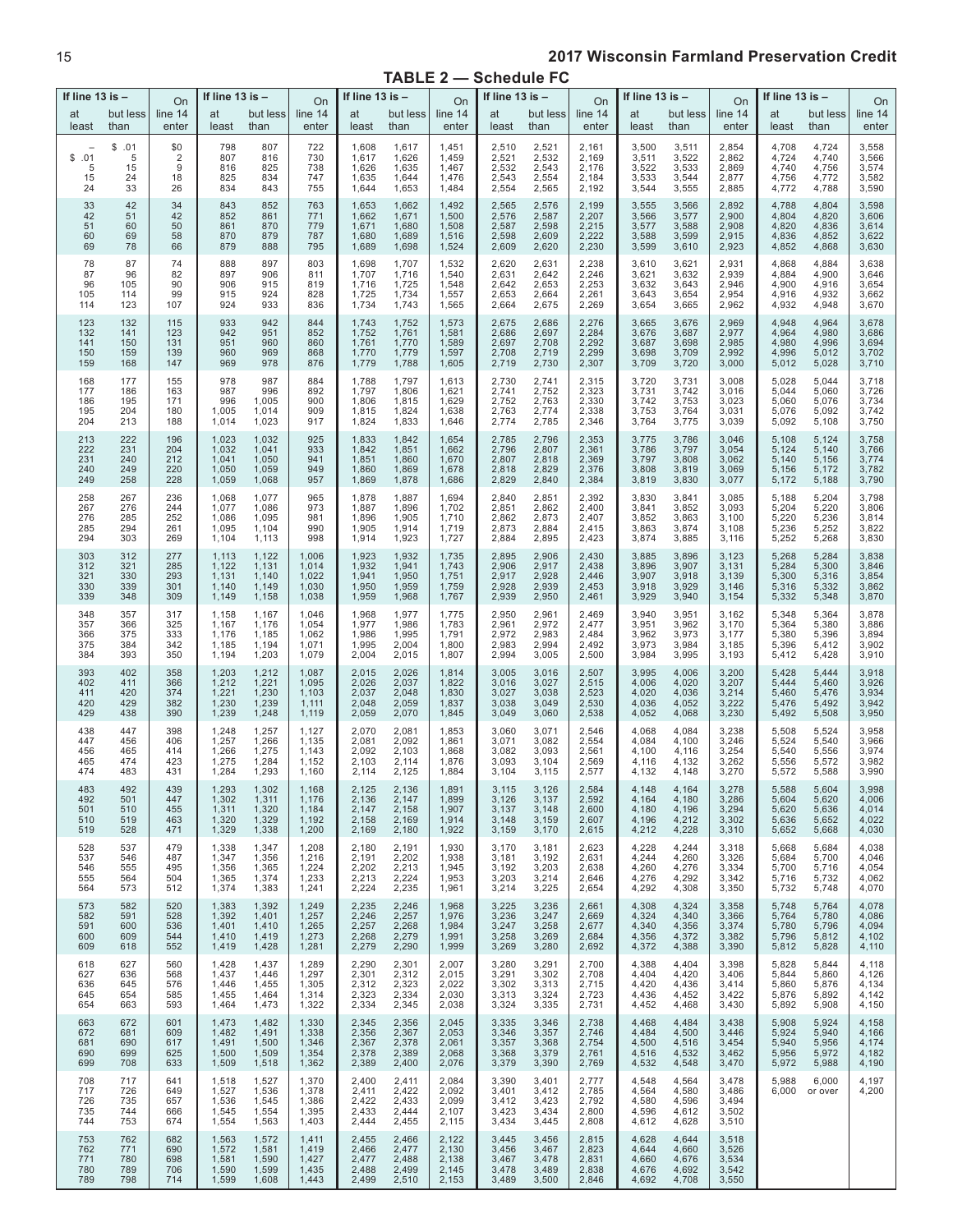## TABLE 2 — Schedule FC

| If line 13 is – at least | but less than | On line 14 enter | If line 13 is – at least | but less than | On line 14 enter | If line 13 is – at least | but less than | On line 14 enter | If line 13 is – at least | but less than | On line 14 enter | If line 13 is – at least | but less than | On line 14 enter | If line 13 is – at least | but less than | On line 14 enter |
|---|---|---|---|---|---|---|---|---|---|---|---|---|---|---|---|---|---|
| – | $ .01 | $0 | 798 | 807 | 722 | 1,608 | 1,617 | 1,451 | 2,510 | 2,521 | 2,161 | 3,500 | 3,511 | 2,854 | 4,708 | 4,724 | 3,558 |
| $ .01 | 5 | 2 | 807 | 816 | 730 | 1,617 | 1,626 | 1,459 | 2,521 | 2,532 | 2,169 | 3,511 | 3,522 | 2,862 | 4,724 | 4,740 | 3,566 |
| 5 | 15 | 9 | 816 | 825 | 738 | 1,626 | 1,635 | 1,467 | 2,532 | 2,543 | 2,176 | 3,522 | 3,533 | 2,869 | 4,740 | 4,756 | 3,574 |
| 15 | 24 | 18 | 825 | 834 | 747 | 1,635 | 1,644 | 1,476 | 2,543 | 2,554 | 2,184 | 3,533 | 3,544 | 2,877 | 4,756 | 4,772 | 3,582 |
| 24 | 33 | 26 | 834 | 843 | 755 | 1,644 | 1,653 | 1,484 | 2,554 | 2,565 | 2,192 | 3,544 | 3,555 | 2,885 | 4,772 | 4,788 | 3,590 |
| 33 | 42 | 34 | 843 | 852 | 763 | 1,653 | 1,662 | 1,492 | 2,565 | 2,576 | 2,199 | 3,555 | 3,566 | 2,892 | 4,788 | 4,804 | 3,598 |
| 42 | 51 | 42 | 852 | 861 | 771 | 1,662 | 1,671 | 1,500 | 2,576 | 2,587 | 2,207 | 3,566 | 3,577 | 2,900 | 4,804 | 4,820 | 3,606 |
| 51 | 60 | 50 | 861 | 870 | 779 | 1,671 | 1,680 | 1,508 | 2,587 | 2,598 | 2,215 | 3,577 | 3,588 | 2,908 | 4,820 | 4,836 | 3,614 |
| 60 | 69 | 58 | 870 | 879 | 787 | 1,680 | 1,689 | 1,516 | 2,598 | 2,609 | 2,222 | 3,588 | 3,599 | 2,915 | 4,836 | 4,852 | 3,622 |
| 69 | 78 | 66 | 879 | 888 | 795 | 1,689 | 1,698 | 1,524 | 2,609 | 2,620 | 2,230 | 3,599 | 3,610 | 2,923 | 4,852 | 4,868 | 3,630 |
| 78 | 87 | 74 | 888 | 897 | 803 | 1,698 | 1,707 | 1,532 | 2,620 | 2,631 | 2,238 | 3,610 | 3,621 | 2,931 | 4,868 | 4,884 | 3,638 |
| 87 | 96 | 82 | 897 | 906 | 811 | 1,707 | 1,716 | 1,540 | 2,631 | 2,642 | 2,246 | 3,621 | 3,632 | 2,939 | 4,884 | 4,900 | 3,646 |
| 96 | 105 | 90 | 906 | 915 | 819 | 1,716 | 1,725 | 1,548 | 2,642 | 2,653 | 2,253 | 3,632 | 3,643 | 2,946 | 4,900 | 4,916 | 3,654 |
| 105 | 114 | 99 | 915 | 924 | 828 | 1,725 | 1,734 | 1,557 | 2,653 | 2,664 | 2,261 | 3,643 | 3,654 | 2,954 | 4,916 | 4,932 | 3,662 |
| 114 | 123 | 107 | 924 | 933 | 836 | 1,734 | 1,743 | 1,565 | 2,664 | 2,675 | 2,269 | 3,654 | 3,665 | 2,962 | 4,932 | 4,948 | 3,670 |
| 123 | 132 | 115 | 933 | 942 | 844 | 1,743 | 1,752 | 1,573 | 2,675 | 2,686 | 2,276 | 3,665 | 3,676 | 2,969 | 4,948 | 4,964 | 3,678 |
| 132 | 141 | 123 | 942 | 951 | 852 | 1,752 | 1,761 | 1,581 | 2,686 | 2,697 | 2,284 | 3,676 | 3,687 | 2,977 | 4,964 | 4,980 | 3,686 |
| 141 | 150 | 131 | 951 | 960 | 860 | 1,761 | 1,770 | 1,589 | 2,697 | 2,708 | 2,292 | 3,687 | 3,698 | 2,985 | 4,980 | 4,996 | 3,694 |
| 150 | 159 | 139 | 960 | 969 | 868 | 1,770 | 1,779 | 1,597 | 2,708 | 2,719 | 2,299 | 3,698 | 3,709 | 2,992 | 4,996 | 5,012 | 3,702 |
| 159 | 168 | 147 | 969 | 978 | 876 | 1,779 | 1,788 | 1,605 | 2,719 | 2,730 | 2,307 | 3,709 | 3,720 | 3,000 | 5,012 | 5,028 | 3,710 |
| 168 | 177 | 155 | 978 | 987 | 884 | 1,788 | 1,797 | 1,613 | 2,730 | 2,741 | 2,315 | 3,720 | 3,731 | 3,008 | 5,028 | 5,044 | 3,718 |
| 177 | 186 | 163 | 987 | 996 | 892 | 1,797 | 1,806 | 1,621 | 2,741 | 2,752 | 2,323 | 3,731 | 3,742 | 3,016 | 5,044 | 5,060 | 3,726 |
| 186 | 195 | 171 | 996 | 1,005 | 900 | 1,806 | 1,815 | 1,629 | 2,752 | 2,763 | 2,330 | 3,742 | 3,753 | 3,023 | 5,060 | 5,076 | 3,734 |
| 195 | 204 | 180 | 1,005 | 1,014 | 909 | 1,815 | 1,824 | 1,638 | 2,763 | 2,774 | 2,338 | 3,753 | 3,764 | 3,031 | 5,076 | 5,092 | 3,742 |
| 204 | 213 | 188 | 1,014 | 1,023 | 917 | 1,824 | 1,833 | 1,646 | 2,774 | 2,785 | 2,346 | 3,764 | 3,775 | 3,039 | 5,092 | 5,108 | 3,750 |
| 213 | 222 | 196 | 1,023 | 1,032 | 925 | 1,833 | 1,842 | 1,654 | 2,785 | 2,796 | 2,353 | 3,775 | 3,786 | 3,046 | 5,108 | 5,124 | 3,758 |
| 222 | 231 | 204 | 1,032 | 1,041 | 933 | 1,842 | 1,851 | 1,662 | 2,796 | 2,807 | 2,361 | 3,786 | 3,797 | 3,054 | 5,124 | 5,140 | 3,766 |
| 231 | 240 | 212 | 1,041 | 1,050 | 941 | 1,851 | 1,860 | 1,670 | 2,807 | 2,818 | 2,369 | 3,797 | 3,808 | 3,062 | 5,140 | 5,156 | 3,774 |
| 240 | 249 | 220 | 1,050 | 1,059 | 949 | 1,860 | 1,869 | 1,678 | 2,818 | 2,829 | 2,376 | 3,808 | 3,819 | 3,069 | 5,156 | 5,172 | 3,782 |
| 249 | 258 | 228 | 1,059 | 1,068 | 957 | 1,869 | 1,878 | 1,686 | 2,829 | 2,840 | 2,384 | 3,819 | 3,830 | 3,077 | 5,172 | 5,188 | 3,790 |
| 258 | 267 | 236 | 1,068 | 1,077 | 965 | 1,878 | 1,887 | 1,694 | 2,840 | 2,851 | 2,392 | 3,830 | 3,841 | 3,085 | 5,188 | 5,204 | 3,798 |
| 267 | 276 | 244 | 1,077 | 1,086 | 973 | 1,887 | 1,896 | 1,702 | 2,851 | 2,862 | 2,400 | 3,841 | 3,852 | 3,093 | 5,204 | 5,220 | 3,806 |
| 276 | 285 | 252 | 1,086 | 1,095 | 981 | 1,896 | 1,905 | 1,710 | 2,862 | 2,873 | 2,407 | 3,852 | 3,863 | 3,100 | 5,220 | 5,236 | 3,814 |
| 285 | 294 | 261 | 1,095 | 1,104 | 990 | 1,905 | 1,914 | 1,719 | 2,873 | 2,884 | 2,415 | 3,863 | 3,874 | 3,108 | 5,236 | 5,252 | 3,822 |
| 294 | 303 | 269 | 1,104 | 1,113 | 998 | 1,914 | 1,923 | 1,727 | 2,884 | 2,895 | 2,423 | 3,874 | 3,885 | 3,116 | 5,252 | 5,268 | 3,830 |
| 303 | 312 | 277 | 1,113 | 1,122 | 1,006 | 1,923 | 1,932 | 1,735 | 2,895 | 2,906 | 2,430 | 3,885 | 3,896 | 3,123 | 5,268 | 5,284 | 3,838 |
| 312 | 321 | 285 | 1,122 | 1,131 | 1,014 | 1,932 | 1,941 | 1,743 | 2,906 | 2,917 | 2,438 | 3,896 | 3,907 | 3,131 | 5,284 | 5,300 | 3,846 |
| 321 | 330 | 293 | 1,131 | 1,140 | 1,022 | 1,941 | 1,950 | 1,751 | 2,917 | 2,928 | 2,446 | 3,907 | 3,918 | 3,139 | 5,300 | 5,316 | 3,854 |
| 330 | 339 | 301 | 1,140 | 1,149 | 1,030 | 1,950 | 1,959 | 1,759 | 2,928 | 2,939 | 2,453 | 3,918 | 3,929 | 3,146 | 5,316 | 5,332 | 3,862 |
| 339 | 348 | 309 | 1,149 | 1,158 | 1,038 | 1,959 | 1,968 | 1,767 | 2,939 | 2,950 | 2,461 | 3,929 | 3,940 | 3,154 | 5,332 | 5,348 | 3,870 |
| 348 | 357 | 317 | 1,158 | 1,167 | 1,046 | 1,968 | 1,977 | 1,775 | 2,950 | 2,961 | 2,469 | 3,940 | 3,951 | 3,162 | 5,348 | 5,364 | 3,878 |
| 357 | 366 | 325 | 1,167 | 1,176 | 1,054 | 1,977 | 1,986 | 1,783 | 2,961 | 2,972 | 2,477 | 3,951 | 3,962 | 3,170 | 5,364 | 5,380 | 3,886 |
| 366 | 375 | 333 | 1,176 | 1,185 | 1,062 | 1,986 | 1,995 | 1,791 | 2,972 | 2,983 | 2,484 | 3,962 | 3,973 | 3,177 | 5,380 | 5,396 | 3,894 |
| 375 | 384 | 342 | 1,185 | 1,194 | 1,071 | 1,995 | 2,004 | 1,800 | 2,983 | 2,994 | 2,492 | 3,973 | 3,984 | 3,185 | 5,396 | 5,412 | 3,902 |
| 384 | 393 | 350 | 1,194 | 1,203 | 1,079 | 2,004 | 2,015 | 1,807 | 2,994 | 3,005 | 2,500 | 3,984 | 3,995 | 3,193 | 5,412 | 5,428 | 3,910 |
| 393 | 402 | 358 | 1,203 | 1,212 | 1,087 | 2,015 | 2,026 | 1,814 | 3,005 | 3,016 | 2,507 | 3,995 | 4,006 | 3,200 | 5,428 | 5,444 | 3,918 |
| 402 | 411 | 366 | 1,212 | 1,221 | 1,095 | 2,026 | 2,037 | 1,822 | 3,016 | 3,027 | 2,515 | 4,006 | 4,020 | 3,207 | 5,444 | 5,460 | 3,926 |
| 411 | 420 | 374 | 1,221 | 1,230 | 1,103 | 2,037 | 2,048 | 1,830 | 3,027 | 3,038 | 2,523 | 4,020 | 4,036 | 3,214 | 5,460 | 5,476 | 3,934 |
| 420 | 429 | 382 | 1,230 | 1,239 | 1,111 | 2,048 | 2,059 | 1,837 | 3,038 | 3,049 | 2,530 | 4,036 | 4,052 | 3,222 | 5,476 | 5,492 | 3,942 |
| 429 | 438 | 390 | 1,239 | 1,248 | 1,119 | 2,059 | 2,070 | 1,845 | 3,049 | 3,060 | 2,538 | 4,052 | 4,068 | 3,230 | 5,492 | 5,508 | 3,950 |
| 438 | 447 | 398 | 1,248 | 1,257 | 1,127 | 2,070 | 2,081 | 1,853 | 3,060 | 3,071 | 2,546 | 4,068 | 4,084 | 3,238 | 5,508 | 5,524 | 3,958 |
| 447 | 456 | 406 | 1,257 | 1,266 | 1,135 | 2,081 | 2,092 | 1,861 | 3,071 | 3,082 | 2,554 | 4,084 | 4,100 | 3,246 | 5,524 | 5,540 | 3,966 |
| 456 | 465 | 414 | 1,266 | 1,275 | 1,143 | 2,092 | 2,103 | 1,868 | 3,082 | 3,093 | 2,561 | 4,100 | 4,116 | 3,254 | 5,540 | 5,556 | 3,974 |
| 465 | 474 | 423 | 1,275 | 1,284 | 1,152 | 2,103 | 2,114 | 1,876 | 3,093 | 3,104 | 2,569 | 4,116 | 4,132 | 3,262 | 5,556 | 5,572 | 3,982 |
| 474 | 483 | 431 | 1,284 | 1,293 | 1,160 | 2,114 | 2,125 | 1,884 | 3,104 | 3,115 | 2,577 | 4,132 | 4,148 | 3,270 | 5,572 | 5,588 | 3,990 |
| 483 | 492 | 439 | 1,293 | 1,302 | 1,168 | 2,125 | 2,136 | 1,891 | 3,115 | 3,126 | 2,584 | 4,148 | 4,164 | 3,278 | 5,588 | 5,604 | 3,998 |
| 492 | 501 | 447 | 1,302 | 1,311 | 1,176 | 2,136 | 2,147 | 1,899 | 3,126 | 3,137 | 2,592 | 4,164 | 4,180 | 3,286 | 5,604 | 5,620 | 4,006 |
| 501 | 510 | 455 | 1,311 | 1,320 | 1,184 | 2,147 | 2,158 | 1,907 | 3,137 | 3,148 | 2,600 | 4,180 | 4,196 | 3,294 | 5,620 | 5,636 | 4,014 |
| 510 | 519 | 463 | 1,320 | 1,329 | 1,192 | 2,158 | 2,169 | 1,914 | 3,148 | 3,159 | 2,607 | 4,196 | 4,212 | 3,302 | 5,636 | 5,652 | 4,022 |
| 519 | 528 | 471 | 1,329 | 1,338 | 1,200 | 2,169 | 2,180 | 1,922 | 3,159 | 3,170 | 2,615 | 4,212 | 4,228 | 3,310 | 5,652 | 5,668 | 4,030 |
| 528 | 537 | 479 | 1,338 | 1,347 | 1,208 | 2,180 | 2,191 | 1,930 | 3,170 | 3,181 | 2,623 | 4,228 | 4,244 | 3,318 | 5,668 | 5,684 | 4,038 |
| 537 | 546 | 487 | 1,347 | 1,356 | 1,216 | 2,191 | 2,202 | 1,938 | 3,181 | 3,192 | 2,631 | 4,244 | 4,260 | 3,326 | 5,684 | 5,700 | 4,046 |
| 546 | 555 | 495 | 1,356 | 1,365 | 1,224 | 2,202 | 2,213 | 1,945 | 3,192 | 3,203 | 2,638 | 4,260 | 4,276 | 3,334 | 5,700 | 5,716 | 4,054 |
| 555 | 564 | 504 | 1,365 | 1,374 | 1,233 | 2,213 | 2,224 | 1,953 | 3,203 | 3,214 | 2,646 | 4,276 | 4,292 | 3,342 | 5,716 | 5,732 | 4,062 |
| 564 | 573 | 512 | 1,374 | 1,383 | 1,241 | 2,224 | 2,235 | 1,961 | 3,214 | 3,225 | 2,654 | 4,292 | 4,308 | 3,350 | 5,732 | 5,748 | 4,070 |
| 573 | 582 | 520 | 1,383 | 1,392 | 1,249 | 2,235 | 2,246 | 1,968 | 3,225 | 3,236 | 2,661 | 4,308 | 4,324 | 3,358 | 5,748 | 5,764 | 4,078 |
| 582 | 591 | 528 | 1,392 | 1,401 | 1,257 | 2,246 | 2,257 | 1,976 | 3,236 | 3,247 | 2,669 | 4,324 | 4,340 | 3,366 | 5,764 | 5,780 | 4,086 |
| 591 | 600 | 536 | 1,401 | 1,410 | 1,265 | 2,257 | 2,268 | 1,984 | 3,247 | 3,258 | 2,677 | 4,340 | 4,356 | 3,374 | 5,780 | 5,796 | 4,094 |
| 600 | 609 | 544 | 1,410 | 1,419 | 1,273 | 2,268 | 2,279 | 1,991 | 3,258 | 3,269 | 2,684 | 4,356 | 4,372 | 3,382 | 5,796 | 5,812 | 4,102 |
| 609 | 618 | 552 | 1,419 | 1,428 | 1,281 | 2,279 | 2,290 | 1,999 | 3,269 | 3,280 | 2,692 | 4,372 | 4,388 | 3,390 | 5,812 | 5,828 | 4,110 |
| 618 | 627 | 560 | 1,428 | 1,437 | 1,289 | 2,290 | 2,301 | 2,007 | 3,280 | 3,291 | 2,700 | 4,388 | 4,404 | 3,398 | 5,828 | 5,844 | 4,118 |
| 627 | 636 | 568 | 1,437 | 1,446 | 1,297 | 2,301 | 2,312 | 2,015 | 3,291 | 3,302 | 2,708 | 4,404 | 4,420 | 3,406 | 5,844 | 5,860 | 4,126 |
| 636 | 645 | 576 | 1,446 | 1,455 | 1,305 | 2,312 | 2,323 | 2,022 | 3,302 | 3,313 | 2,715 | 4,420 | 4,436 | 3,414 | 5,860 | 5,876 | 4,134 |
| 645 | 654 | 585 | 1,455 | 1,464 | 1,314 | 2,323 | 2,334 | 2,030 | 3,313 | 3,324 | 2,723 | 4,436 | 4,452 | 3,422 | 5,876 | 5,892 | 4,142 |
| 654 | 663 | 593 | 1,464 | 1,473 | 1,322 | 2,334 | 2,345 | 2,038 | 3,324 | 3,335 | 2,731 | 4,452 | 4,468 | 3,430 | 5,892 | 5,908 | 4,150 |
| 663 | 672 | 601 | 1,473 | 1,482 | 1,330 | 2,345 | 2,356 | 2,045 | 3,335 | 3,346 | 2,738 | 4,468 | 4,484 | 3,438 | 5,908 | 5,924 | 4,158 |
| 672 | 681 | 609 | 1,482 | 1,491 | 1,338 | 2,356 | 2,367 | 2,053 | 3,346 | 3,357 | 2,746 | 4,484 | 4,500 | 3,446 | 5,924 | 5,940 | 4,166 |
| 681 | 690 | 617 | 1,491 | 1,500 | 1,346 | 2,367 | 2,378 | 2,061 | 3,357 | 3,368 | 2,754 | 4,500 | 4,516 | 3,454 | 5,940 | 5,956 | 4,174 |
| 690 | 699 | 625 | 1,500 | 1,509 | 1,354 | 2,378 | 2,389 | 2,068 | 3,368 | 3,379 | 2,761 | 4,516 | 4,532 | 3,462 | 5,956 | 5,972 | 4,182 |
| 699 | 708 | 633 | 1,509 | 1,518 | 1,362 | 2,389 | 2,400 | 2,076 | 3,379 | 3,390 | 2,769 | 4,532 | 4,548 | 3,470 | 5,972 | 5,988 | 4,190 |
| 708 | 717 | 641 | 1,518 | 1,527 | 1,370 | 2,400 | 2,411 | 2,084 | 3,390 | 3,401 | 2,777 | 4,548 | 4,564 | 3,478 | 5,988 | 6,000 | 4,197 |
| 717 | 726 | 649 | 1,527 | 1,536 | 1,378 | 2,411 | 2,422 | 2,092 | 3,401 | 3,412 | 2,785 | 4,564 | 4,580 | 3,486 | 6,000 | or over | 4,200 |
| 726 | 735 | 657 | 1,536 | 1,545 | 1,386 | 2,422 | 2,433 | 2,099 | 3,412 | 3,423 | 2,792 | 4,580 | 4,596 | 3,494 | | | |
| 735 | 744 | 666 | 1,545 | 1,554 | 1,395 | 2,433 | 2,444 | 2,107 | 3,423 | 3,434 | 2,800 | 4,596 | 4,612 | 3,502 | | | |
| 744 | 753 | 674 | 1,554 | 1,563 | 1,403 | 2,444 | 2,455 | 2,115 | 3,434 | 3,445 | 2,808 | 4,612 | 4,628 | 3,510 | | | |
| 753 | 762 | 682 | 1,563 | 1,572 | 1,411 | 2,455 | 2,466 | 2,122 | 3,445 | 3,456 | 2,815 | 4,628 | 4,644 | 3,518 | | | |
| 762 | 771 | 690 | 1,572 | 1,581 | 1,419 | 2,466 | 2,477 | 2,130 | 3,456 | 3,467 | 2,823 | 4,644 | 4,660 | 3,526 | | | |
| 771 | 780 | 698 | 1,581 | 1,590 | 1,427 | 2,477 | 2,488 | 2,138 | 3,467 | 3,478 | 2,831 | 4,660 | 4,676 | 3,534 | | | |
| 780 | 789 | 706 | 1,590 | 1,599 | 1,435 | 2,488 | 2,499 | 2,145 | 3,478 | 3,489 | 2,838 | 4,676 | 4,692 | 3,542 | | | |
| 789 | 798 | 714 | 1,599 | 1,608 | 1,443 | 2,499 | 2,510 | 2,153 | 3,489 | 3,500 | 2,846 | 4,692 | 4,708 | 3,550 | | | |